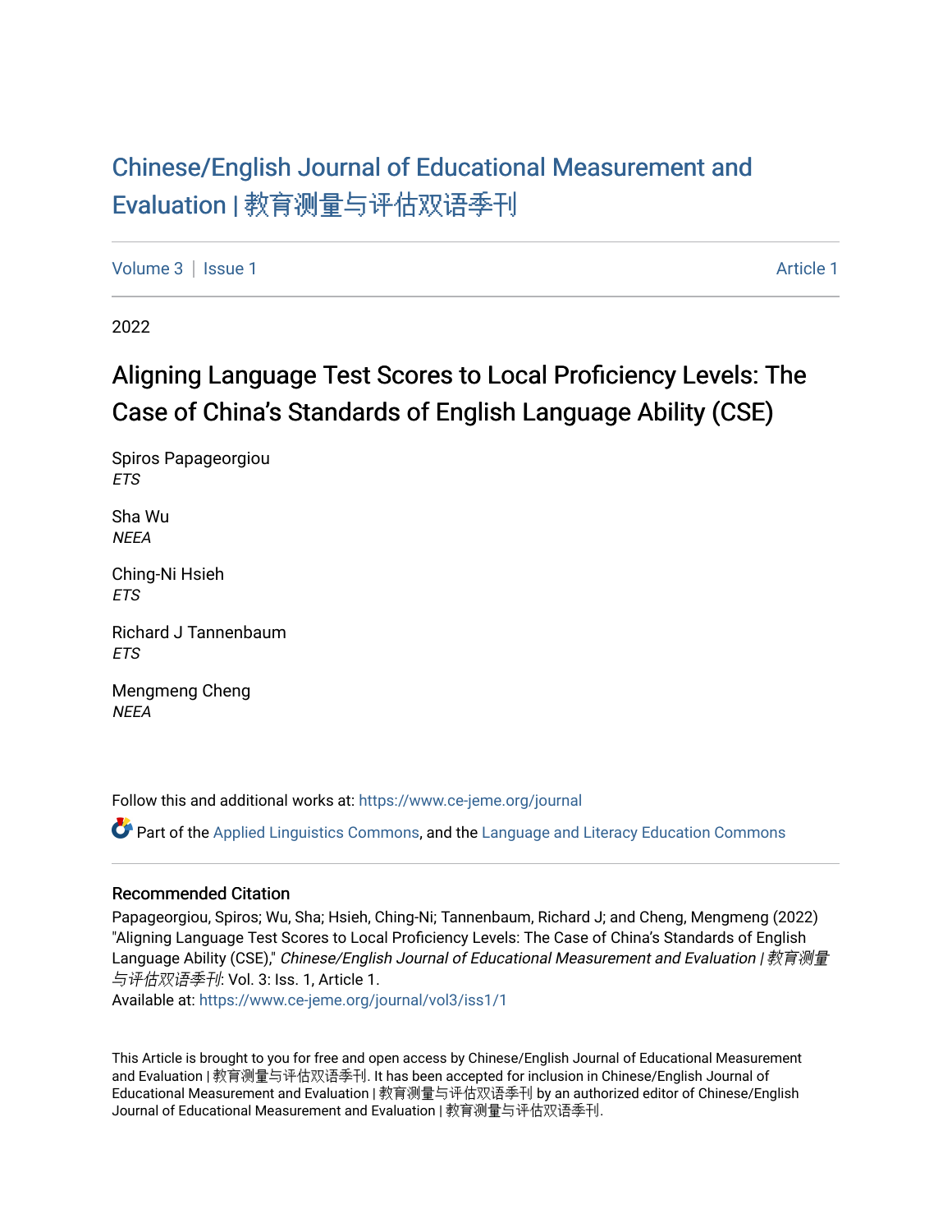# Chinese/English Journal of Educational Measurement and Evaluation | 教育测量与评估双语季刊

Volume 3 | Issue 1 Article 1

2022

# Aligning Language Test Scores to Local Proficiency Levels: The Case of China's Standards of English Language Ability (CSE)

Spiros Papageorgiou
*ETS*

Sha Wu
*NEEA*

Ching-Ni Hsieh
*ETS*

Richard J Tannenbaum
*ETS*

Mengmeng Cheng
*NEEA*

Follow this and additional works at: https://www.ce-jeme.org/journal

Part of the Applied Linguistics Commons, and the Language and Literacy Education Commons

## Recommended Citation

Papageorgiou, Spiros; Wu, Sha; Hsieh, Ching-Ni; Tannenbaum, Richard J; and Cheng, Mengmeng (2022) "Aligning Language Test Scores to Local Proficiency Levels: The Case of China's Standards of English Language Ability (CSE)," *Chinese/English Journal of Educational Measurement and Evaluation | 教育测量与评估双语季刊*: Vol. 3: Iss. 1, Article 1.
Available at: https://www.ce-jeme.org/journal/vol3/iss1/1

This Article is brought to you for free and open access by Chinese/English Journal of Educational Measurement and Evaluation | 教育测量与评估双语季刊. It has been accepted for inclusion in Chinese/English Journal of Educational Measurement and Evaluation | 教育测量与评估双语季刊 by an authorized editor of Chinese/English Journal of Educational Measurement and Evaluation | 教育测量与评估双语季刊.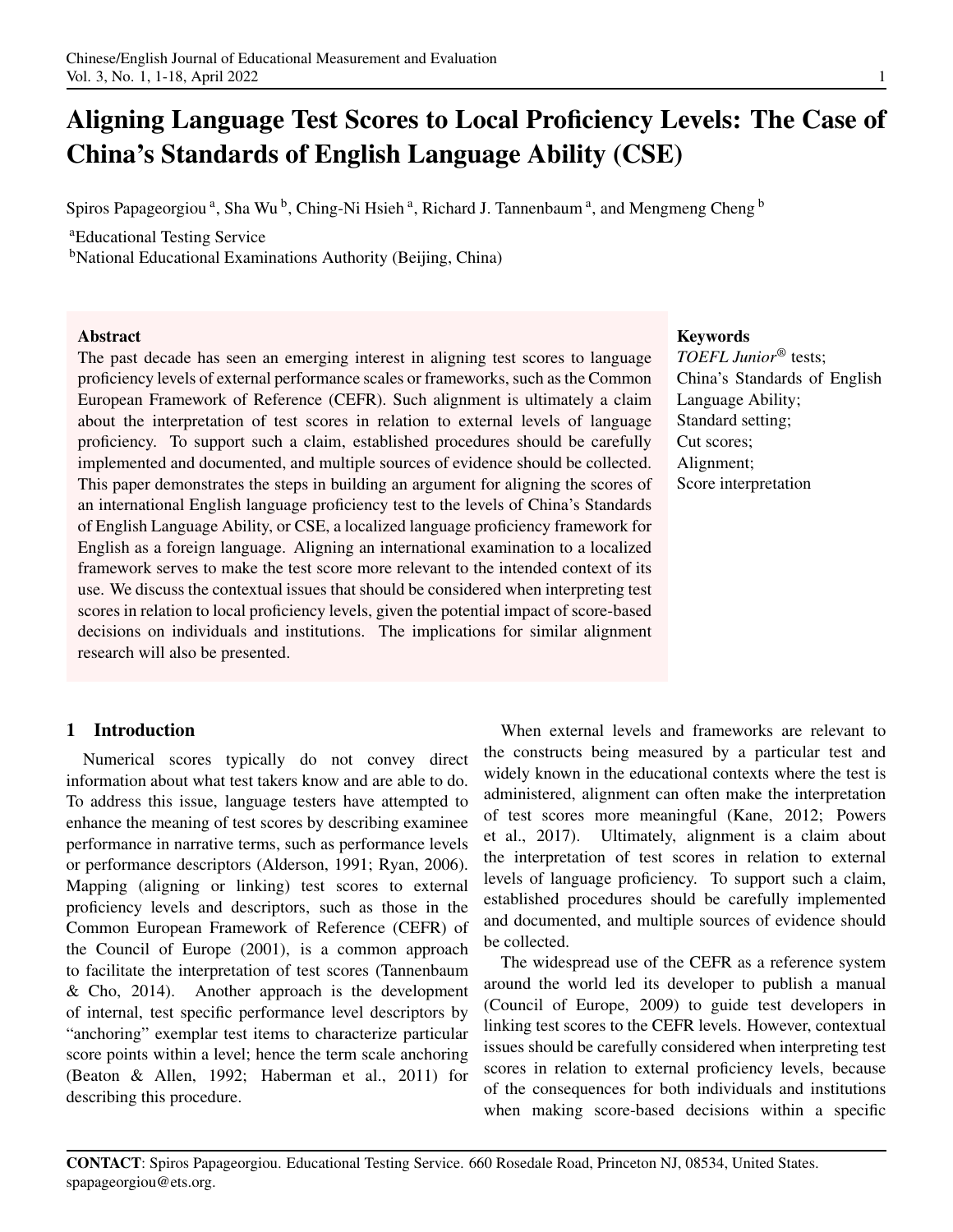# Aligning Language Test Scores to Local Proficiency Levels: The Case of China's Standards of English Language Ability (CSE)

Spiros Papageorgiou [a], Sha Wu [b], Ching-Ni Hsieh [a], Richard J. Tannenbaum [a], and Mengmeng Cheng [b]

[a]Educational Testing Service

[b]National Educational Examinations Authority (Beijing, China)

**Abstract**

The past decade has seen an emerging interest in aligning test scores to language proficiency levels of external performance scales or frameworks, such as the Common European Framework of Reference (CEFR). Such alignment is ultimately a claim about the interpretation of test scores in relation to external levels of language proficiency. To support such a claim, established procedures should be carefully implemented and documented, and multiple sources of evidence should be collected. This paper demonstrates the steps in building an argument for aligning the scores of an international English language proficiency test to the levels of China's Standards of English Language Ability, or CSE, a localized language proficiency framework for English as a foreign language. Aligning an international examination to a localized framework serves to make the test score more relevant to the intended context of its use. We discuss the contextual issues that should be considered when interpreting test scores in relation to local proficiency levels, given the potential impact of score-based decisions on individuals and institutions. The implications for similar alignment research will also be presented.

**Keywords**

*TOEFL Junior*® tests; China's Standards of English Language Ability; Standard setting; Cut scores; Alignment; Score interpretation

## 1 Introduction

Numerical scores typically do not convey direct information about what test takers know and are able to do. To address this issue, language testers have attempted to enhance the meaning of test scores by describing examinee performance in narrative terms, such as performance levels or performance descriptors (Alderson, 1991; Ryan, 2006). Mapping (aligning or linking) test scores to external proficiency levels and descriptors, such as those in the Common European Framework of Reference (CEFR) of the Council of Europe (2001), is a common approach to facilitate the interpretation of test scores (Tannenbaum & Cho, 2014). Another approach is the development of internal, test specific performance level descriptors by "anchoring" exemplar test items to characterize particular score points within a level; hence the term scale anchoring (Beaton & Allen, 1992; Haberman et al., 2011) for describing this procedure.

When external levels and frameworks are relevant to the constructs being measured by a particular test and widely known in the educational contexts where the test is administered, alignment can often make the interpretation of test scores more meaningful (Kane, 2012; Powers et al., 2017). Ultimately, alignment is a claim about the interpretation of test scores in relation to external levels of language proficiency. To support such a claim, established procedures should be carefully implemented and documented, and multiple sources of evidence should be collected.

The widespread use of the CEFR as a reference system around the world led its developer to publish a manual (Council of Europe, 2009) to guide test developers in linking test scores to the CEFR levels. However, contextual issues should be carefully considered when interpreting test scores in relation to external proficiency levels, because of the consequences for both individuals and institutions when making score-based decisions within a specific

**CONTACT**: Spiros Papageorgiou. Educational Testing Service. 660 Rosedale Road, Princeton NJ, 08534, United States. spapageorgiou@ets.org.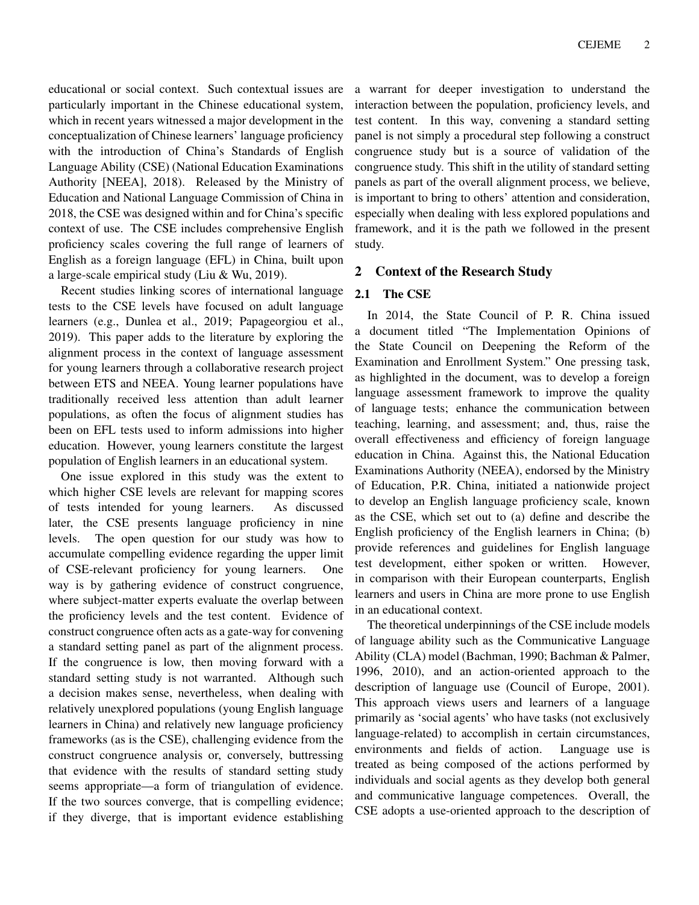educational or social context. Such contextual issues are particularly important in the Chinese educational system, which in recent years witnessed a major development in the conceptualization of Chinese learners' language proficiency with the introduction of China's Standards of English Language Ability (CSE) (National Education Examinations Authority [NEEA], 2018). Released by the Ministry of Education and National Language Commission of China in 2018, the CSE was designed within and for China's specific context of use. The CSE includes comprehensive English proficiency scales covering the full range of learners of English as a foreign language (EFL) in China, built upon a large-scale empirical study (Liu & Wu, 2019).

Recent studies linking scores of international language tests to the CSE levels have focused on adult language learners (e.g., Dunlea et al., 2019; Papageorgiou et al., 2019). This paper adds to the literature by exploring the alignment process in the context of language assessment for young learners through a collaborative research project between ETS and NEEA. Young learner populations have traditionally received less attention than adult learner populations, as often the focus of alignment studies has been on EFL tests used to inform admissions into higher education. However, young learners constitute the largest population of English learners in an educational system.

One issue explored in this study was the extent to which higher CSE levels are relevant for mapping scores of tests intended for young learners. As discussed later, the CSE presents language proficiency in nine levels. The open question for our study was how to accumulate compelling evidence regarding the upper limit of CSE-relevant proficiency for young learners. One way is by gathering evidence of construct congruence, where subject-matter experts evaluate the overlap between the proficiency levels and the test content. Evidence of construct congruence often acts as a gate-way for convening a standard setting panel as part of the alignment process. If the congruence is low, then moving forward with a standard setting study is not warranted. Although such a decision makes sense, nevertheless, when dealing with relatively unexplored populations (young English language learners in China) and relatively new language proficiency frameworks (as is the CSE), challenging evidence from the construct congruence analysis or, conversely, buttressing that evidence with the results of standard setting study seems appropriate—a form of triangulation of evidence. If the two sources converge, that is compelling evidence; if they diverge, that is important evidence establishing a warrant for deeper investigation to understand the interaction between the population, proficiency levels, and test content. In this way, convening a standard setting panel is not simply a procedural step following a construct congruence study but is a source of validation of the congruence study. This shift in the utility of standard setting panels as part of the overall alignment process, we believe, is important to bring to others' attention and consideration, especially when dealing with less explored populations and framework, and it is the path we followed in the present study.

## 2 Context of the Research Study

### 2.1 The CSE

In 2014, the State Council of P. R. China issued a document titled "The Implementation Opinions of the State Council on Deepening the Reform of the Examination and Enrollment System." One pressing task, as highlighted in the document, was to develop a foreign language assessment framework to improve the quality of language tests; enhance the communication between teaching, learning, and assessment; and, thus, raise the overall effectiveness and efficiency of foreign language education in China. Against this, the National Education Examinations Authority (NEEA), endorsed by the Ministry of Education, P.R. China, initiated a nationwide project to develop an English language proficiency scale, known as the CSE, which set out to (a) define and describe the English proficiency of the English learners in China; (b) provide references and guidelines for English language test development, either spoken or written. However, in comparison with their European counterparts, English learners and users in China are more prone to use English in an educational context.

The theoretical underpinnings of the CSE include models of language ability such as the Communicative Language Ability (CLA) model (Bachman, 1990; Bachman & Palmer, 1996, 2010), and an action-oriented approach to the description of language use (Council of Europe, 2001). This approach views users and learners of a language primarily as 'social agents' who have tasks (not exclusively language-related) to accomplish in certain circumstances, environments and fields of action. Language use is treated as being composed of the actions performed by individuals and social agents as they develop both general and communicative language competences. Overall, the CSE adopts a use-oriented approach to the description of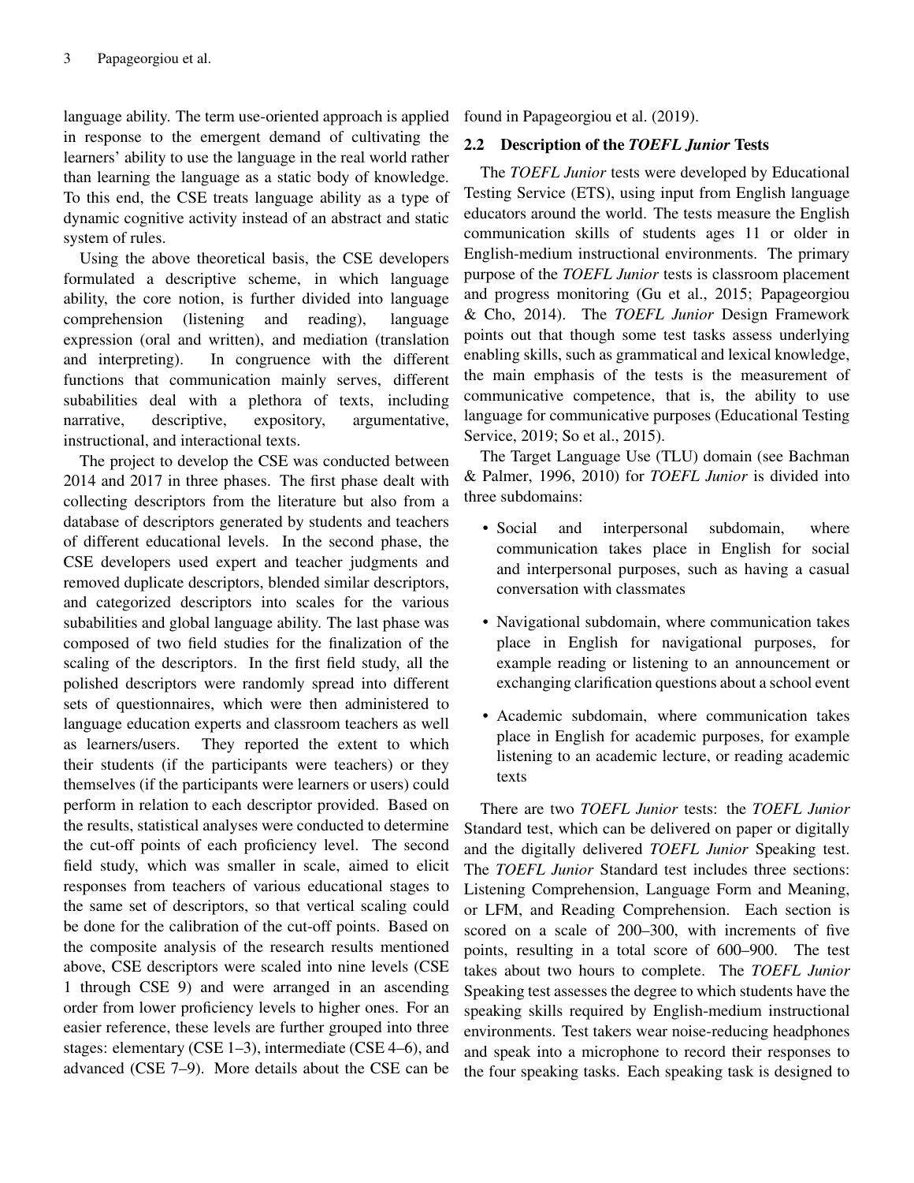language ability. The term use-oriented approach is applied in response to the emergent demand of cultivating the learners' ability to use the language in the real world rather than learning the language as a static body of knowledge. To this end, the CSE treats language ability as a type of dynamic cognitive activity instead of an abstract and static system of rules.

Using the above theoretical basis, the CSE developers formulated a descriptive scheme, in which language ability, the core notion, is further divided into language comprehension (listening and reading), language expression (oral and written), and mediation (translation and interpreting). In congruence with the different functions that communication mainly serves, different subabilities deal with a plethora of texts, including narrative, descriptive, expository, argumentative, instructional, and interactional texts.

The project to develop the CSE was conducted between 2014 and 2017 in three phases. The first phase dealt with collecting descriptors from the literature but also from a database of descriptors generated by students and teachers of different educational levels. In the second phase, the CSE developers used expert and teacher judgments and removed duplicate descriptors, blended similar descriptors, and categorized descriptors into scales for the various subabilities and global language ability. The last phase was composed of two field studies for the finalization of the scaling of the descriptors. In the first field study, all the polished descriptors were randomly spread into different sets of questionnaires, which were then administered to language education experts and classroom teachers as well as learners/users. They reported the extent to which their students (if the participants were teachers) or they themselves (if the participants were learners or users) could perform in relation to each descriptor provided. Based on the results, statistical analyses were conducted to determine the cut-off points of each proficiency level. The second field study, which was smaller in scale, aimed to elicit responses from teachers of various educational stages to the same set of descriptors, so that vertical scaling could be done for the calibration of the cut-off points. Based on the composite analysis of the research results mentioned above, CSE descriptors were scaled into nine levels (CSE 1 through CSE 9) and were arranged in an ascending order from lower proficiency levels to higher ones. For an easier reference, these levels are further grouped into three stages: elementary (CSE 1–3), intermediate (CSE 4–6), and advanced (CSE 7–9). More details about the CSE can be found in Papageorgiou et al. (2019).

## 2.2 Description of the *TOEFL Junior* Tests

The *TOEFL Junior* tests were developed by Educational Testing Service (ETS), using input from English language educators around the world. The tests measure the English communication skills of students ages 11 or older in English-medium instructional environments. The primary purpose of the *TOEFL Junior* tests is classroom placement and progress monitoring (Gu et al., 2015; Papageorgiou & Cho, 2014). The *TOEFL Junior* Design Framework points out that though some test tasks assess underlying enabling skills, such as grammatical and lexical knowledge, the main emphasis of the tests is the measurement of communicative competence, that is, the ability to use language for communicative purposes (Educational Testing Service, 2019; So et al., 2015).

The Target Language Use (TLU) domain (see Bachman & Palmer, 1996, 2010) for *TOEFL Junior* is divided into three subdomains:

- Social and interpersonal subdomain, where communication takes place in English for social and interpersonal purposes, such as having a casual conversation with classmates
- Navigational subdomain, where communication takes place in English for navigational purposes, for example reading or listening to an announcement or exchanging clarification questions about a school event
- Academic subdomain, where communication takes place in English for academic purposes, for example listening to an academic lecture, or reading academic texts

There are two *TOEFL Junior* tests: the *TOEFL Junior* Standard test, which can be delivered on paper or digitally and the digitally delivered *TOEFL Junior* Speaking test. The *TOEFL Junior* Standard test includes three sections: Listening Comprehension, Language Form and Meaning, or LFM, and Reading Comprehension. Each section is scored on a scale of 200–300, with increments of five points, resulting in a total score of 600–900. The test takes about two hours to complete. The *TOEFL Junior* Speaking test assesses the degree to which students have the speaking skills required by English-medium instructional environments. Test takers wear noise-reducing headphones and speak into a microphone to record their responses to the four speaking tasks. Each speaking task is designed to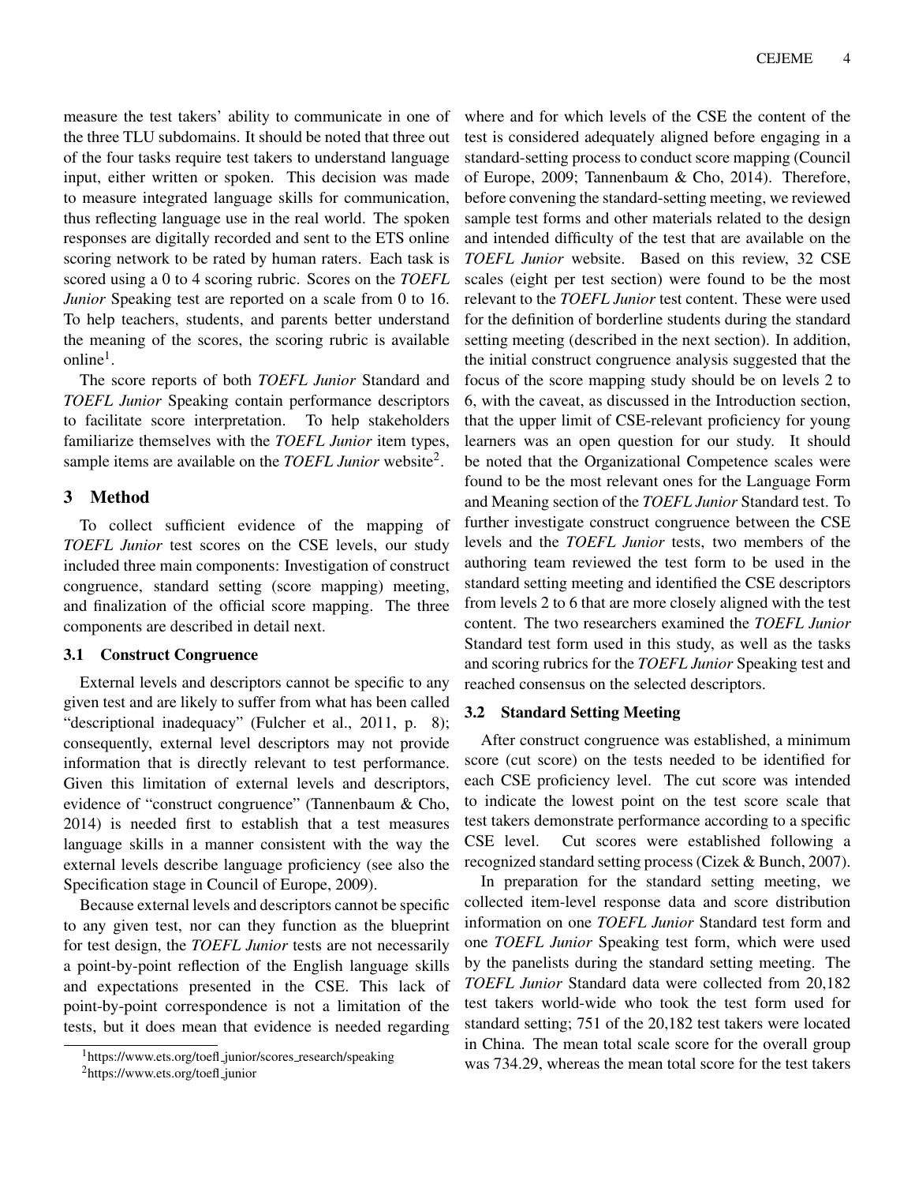measure the test takers' ability to communicate in one of the three TLU subdomains. It should be noted that three out of the four tasks require test takers to understand language input, either written or spoken. This decision was made to measure integrated language skills for communication, thus reflecting language use in the real world. The spoken responses are digitally recorded and sent to the ETS online scoring network to be rated by human raters. Each task is scored using a 0 to 4 scoring rubric. Scores on the *TOEFL Junior* Speaking test are reported on a scale from 0 to 16. To help teachers, students, and parents better understand the meaning of the scores, the scoring rubric is available online[1].

The score reports of both *TOEFL Junior* Standard and *TOEFL Junior* Speaking contain performance descriptors to facilitate score interpretation. To help stakeholders familiarize themselves with the *TOEFL Junior* item types, sample items are available on the *TOEFL Junior* website[2].

## 3 Method

To collect sufficient evidence of the mapping of *TOEFL Junior* test scores on the CSE levels, our study included three main components: Investigation of construct congruence, standard setting (score mapping) meeting, and finalization of the official score mapping. The three components are described in detail next.

### 3.1 Construct Congruence

External levels and descriptors cannot be specific to any given test and are likely to suffer from what has been called "descriptional inadequacy" (Fulcher et al., 2011, p. 8); consequently, external level descriptors may not provide information that is directly relevant to test performance. Given this limitation of external levels and descriptors, evidence of "construct congruence" (Tannenbaum & Cho, 2014) is needed first to establish that a test measures language skills in a manner consistent with the way the external levels describe language proficiency (see also the Specification stage in Council of Europe, 2009).

Because external levels and descriptors cannot be specific to any given test, nor can they function as the blueprint for test design, the *TOEFL Junior* tests are not necessarily a point-by-point reflection of the English language skills and expectations presented in the CSE. This lack of point-by-point correspondence is not a limitation of the tests, but it does mean that evidence is needed regarding where and for which levels of the CSE the content of the test is considered adequately aligned before engaging in a standard-setting process to conduct score mapping (Council of Europe, 2009; Tannenbaum & Cho, 2014). Therefore, before convening the standard-setting meeting, we reviewed sample test forms and other materials related to the design and intended difficulty of the test that are available on the *TOEFL Junior* website. Based on this review, 32 CSE scales (eight per test section) were found to be the most relevant to the *TOEFL Junior* test content. These were used for the definition of borderline students during the standard setting meeting (described in the next section). In addition, the initial construct congruence analysis suggested that the focus of the score mapping study should be on levels 2 to 6, with the caveat, as discussed in the Introduction section, that the upper limit of CSE-relevant proficiency for young learners was an open question for our study. It should be noted that the Organizational Competence scales were found to be the most relevant ones for the Language Form and Meaning section of the *TOEFL Junior* Standard test. To further investigate construct congruence between the CSE levels and the *TOEFL Junior* tests, two members of the authoring team reviewed the test form to be used in the standard setting meeting and identified the CSE descriptors from levels 2 to 6 that are more closely aligned with the test content. The two researchers examined the *TOEFL Junior* Standard test form used in this study, as well as the tasks and scoring rubrics for the *TOEFL Junior* Speaking test and reached consensus on the selected descriptors.

### 3.2 Standard Setting Meeting

After construct congruence was established, a minimum score (cut score) on the tests needed to be identified for each CSE proficiency level. The cut score was intended to indicate the lowest point on the test score scale that test takers demonstrate performance according to a specific CSE level. Cut scores were established following a recognized standard setting process (Cizek & Bunch, 2007).

In preparation for the standard setting meeting, we collected item-level response data and score distribution information on one *TOEFL Junior* Standard test form and one *TOEFL Junior* Speaking test form, which were used by the panelists during the standard setting meeting. The *TOEFL Junior* Standard data were collected from 20,182 test takers world-wide who took the test form used for standard setting; 751 of the 20,182 test takers were located in China. The mean total scale score for the overall group was 734.29, whereas the mean total score for the test takers

[1] https://www.ets.org/toefl_junior/scores_research/speaking

[2] https://www.ets.org/toefl_junior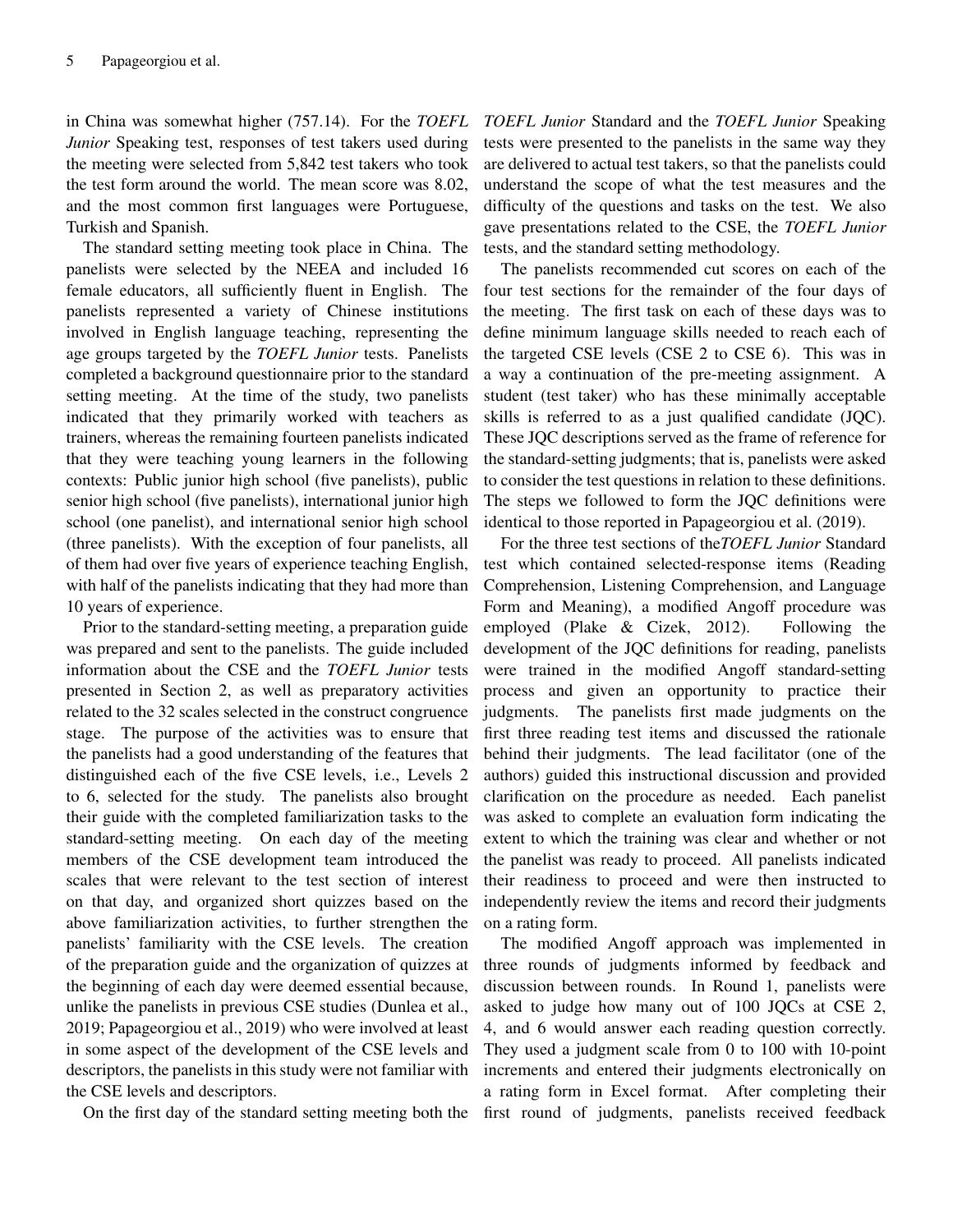in China was somewhat higher (757.14). For the *TOEFL Junior* Speaking test, responses of test takers used during the meeting were selected from 5,842 test takers who took the test form around the world. The mean score was 8.02, and the most common first languages were Portuguese, Turkish and Spanish.

The standard setting meeting took place in China. The panelists were selected by the NEEA and included 16 female educators, all sufficiently fluent in English. The panelists represented a variety of Chinese institutions involved in English language teaching, representing the age groups targeted by the *TOEFL Junior* tests. Panelists completed a background questionnaire prior to the standard setting meeting. At the time of the study, two panelists indicated that they primarily worked with teachers as trainers, whereas the remaining fourteen panelists indicated that they were teaching young learners in the following contexts: Public junior high school (five panelists), public senior high school (five panelists), international junior high school (one panelist), and international senior high school (three panelists). With the exception of four panelists, all of them had over five years of experience teaching English, with half of the panelists indicating that they had more than 10 years of experience.

Prior to the standard-setting meeting, a preparation guide was prepared and sent to the panelists. The guide included information about the CSE and the *TOEFL Junior* tests presented in Section 2, as well as preparatory activities related to the 32 scales selected in the construct congruence stage. The purpose of the activities was to ensure that the panelists had a good understanding of the features that distinguished each of the five CSE levels, i.e., Levels 2 to 6, selected for the study. The panelists also brought their guide with the completed familiarization tasks to the standard-setting meeting. On each day of the meeting members of the CSE development team introduced the scales that were relevant to the test section of interest on that day, and organized short quizzes based on the above familiarization activities, to further strengthen the panelists' familiarity with the CSE levels. The creation of the preparation guide and the organization of quizzes at the beginning of each day were deemed essential because, unlike the panelists in previous CSE studies (Dunlea et al., 2019; Papageorgiou et al., 2019) who were involved at least in some aspect of the development of the CSE levels and descriptors, the panelists in this study were not familiar with the CSE levels and descriptors.

On the first day of the standard setting meeting both the *TOEFL Junior* Standard and the *TOEFL Junior* Speaking tests were presented to the panelists in the same way they are delivered to actual test takers, so that the panelists could understand the scope of what the test measures and the difficulty of the questions and tasks on the test. We also gave presentations related to the CSE, the *TOEFL Junior* tests, and the standard setting methodology.

The panelists recommended cut scores on each of the four test sections for the remainder of the four days of the meeting. The first task on each of these days was to define minimum language skills needed to reach each of the targeted CSE levels (CSE 2 to CSE 6). This was in a way a continuation of the pre-meeting assignment. A student (test taker) who has these minimally acceptable skills is referred to as a just qualified candidate (JQC). These JQC descriptions served as the frame of reference for the standard-setting judgments; that is, panelists were asked to consider the test questions in relation to these definitions. The steps we followed to form the JQC definitions were identical to those reported in Papageorgiou et al. (2019).

For the three test sections of the*TOEFL Junior* Standard test which contained selected-response items (Reading Comprehension, Listening Comprehension, and Language Form and Meaning), a modified Angoff procedure was employed (Plake & Cizek, 2012). Following the development of the JQC definitions for reading, panelists were trained in the modified Angoff standard-setting process and given an opportunity to practice their judgments. The panelists first made judgments on the first three reading test items and discussed the rationale behind their judgments. The lead facilitator (one of the authors) guided this instructional discussion and provided clarification on the procedure as needed. Each panelist was asked to complete an evaluation form indicating the extent to which the training was clear and whether or not the panelist was ready to proceed. All panelists indicated their readiness to proceed and were then instructed to independently review the items and record their judgments on a rating form.

The modified Angoff approach was implemented in three rounds of judgments informed by feedback and discussion between rounds. In Round 1, panelists were asked to judge how many out of 100 JQCs at CSE 2, 4, and 6 would answer each reading question correctly. They used a judgment scale from 0 to 100 with 10-point increments and entered their judgments electronically on a rating form in Excel format. After completing their first round of judgments, panelists received feedback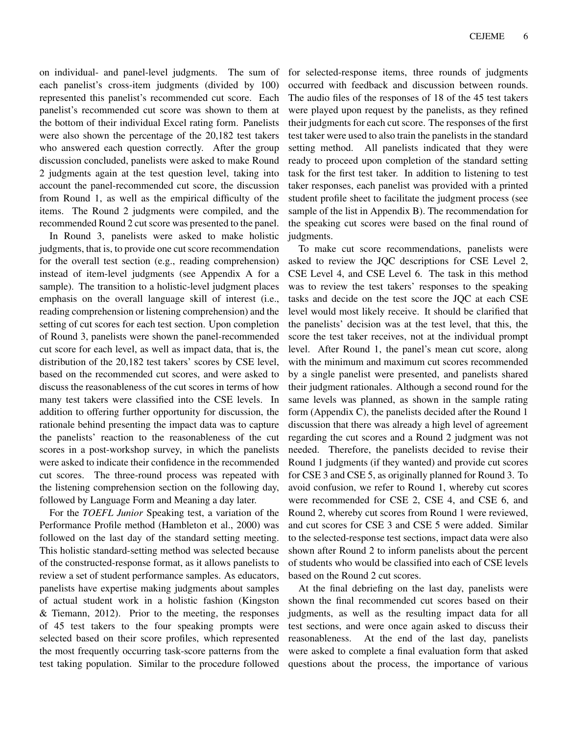on individual- and panel-level judgments. The sum of each panelist's cross-item judgments (divided by 100) represented this panelist's recommended cut score. Each panelist's recommended cut score was shown to them at the bottom of their individual Excel rating form. Panelists were also shown the percentage of the 20,182 test takers who answered each question correctly. After the group discussion concluded, panelists were asked to make Round 2 judgments again at the test question level, taking into account the panel-recommended cut score, the discussion from Round 1, as well as the empirical difficulty of the items. The Round 2 judgments were compiled, and the recommended Round 2 cut score was presented to the panel.

In Round 3, panelists were asked to make holistic judgments, that is, to provide one cut score recommendation for the overall test section (e.g., reading comprehension) instead of item-level judgments (see Appendix A for a sample). The transition to a holistic-level judgment places emphasis on the overall language skill of interest (i.e., reading comprehension or listening comprehension) and the setting of cut scores for each test section. Upon completion of Round 3, panelists were shown the panel-recommended cut score for each level, as well as impact data, that is, the distribution of the 20,182 test takers' scores by CSE level, based on the recommended cut scores, and were asked to discuss the reasonableness of the cut scores in terms of how many test takers were classified into the CSE levels. In addition to offering further opportunity for discussion, the rationale behind presenting the impact data was to capture the panelists' reaction to the reasonableness of the cut scores in a post-workshop survey, in which the panelists were asked to indicate their confidence in the recommended cut scores. The three-round process was repeated with the listening comprehension section on the following day, followed by Language Form and Meaning a day later.

For the *TOEFL Junior* Speaking test, a variation of the Performance Profile method (Hambleton et al., 2000) was followed on the last day of the standard setting meeting. This holistic standard-setting method was selected because of the constructed-response format, as it allows panelists to review a set of student performance samples. As educators, panelists have expertise making judgments about samples of actual student work in a holistic fashion (Kingston & Tiemann, 2012). Prior to the meeting, the responses of 45 test takers to the four speaking prompts were selected based on their score profiles, which represented the most frequently occurring task-score patterns from the test taking population. Similar to the procedure followed for selected-response items, three rounds of judgments occurred with feedback and discussion between rounds. The audio files of the responses of 18 of the 45 test takers were played upon request by the panelists, as they refined their judgments for each cut score. The responses of the first test taker were used to also train the panelists in the standard setting method. All panelists indicated that they were ready to proceed upon completion of the standard setting task for the first test taker. In addition to listening to test taker responses, each panelist was provided with a printed student profile sheet to facilitate the judgment process (see sample of the list in Appendix B). The recommendation for the speaking cut scores were based on the final round of judgments.

To make cut score recommendations, panelists were asked to review the JQC descriptions for CSE Level 2, CSE Level 4, and CSE Level 6. The task in this method was to review the test takers' responses to the speaking tasks and decide on the test score the JQC at each CSE level would most likely receive. It should be clarified that the panelists' decision was at the test level, that this, the score the test taker receives, not at the individual prompt level. After Round 1, the panel's mean cut score, along with the minimum and maximum cut scores recommended by a single panelist were presented, and panelists shared their judgment rationales. Although a second round for the same levels was planned, as shown in the sample rating form (Appendix C), the panelists decided after the Round 1 discussion that there was already a high level of agreement regarding the cut scores and a Round 2 judgment was not needed. Therefore, the panelists decided to revise their Round 1 judgments (if they wanted) and provide cut scores for CSE 3 and CSE 5, as originally planned for Round 3. To avoid confusion, we refer to Round 1, whereby cut scores were recommended for CSE 2, CSE 4, and CSE 6, and Round 2, whereby cut scores from Round 1 were reviewed, and cut scores for CSE 3 and CSE 5 were added. Similar to the selected-response test sections, impact data were also shown after Round 2 to inform panelists about the percent of students who would be classified into each of CSE levels based on the Round 2 cut scores.

At the final debriefing on the last day, panelists were shown the final recommended cut scores based on their judgments, as well as the resulting impact data for all test sections, and were once again asked to discuss their reasonableness. At the end of the last day, panelists were asked to complete a final evaluation form that asked questions about the process, the importance of various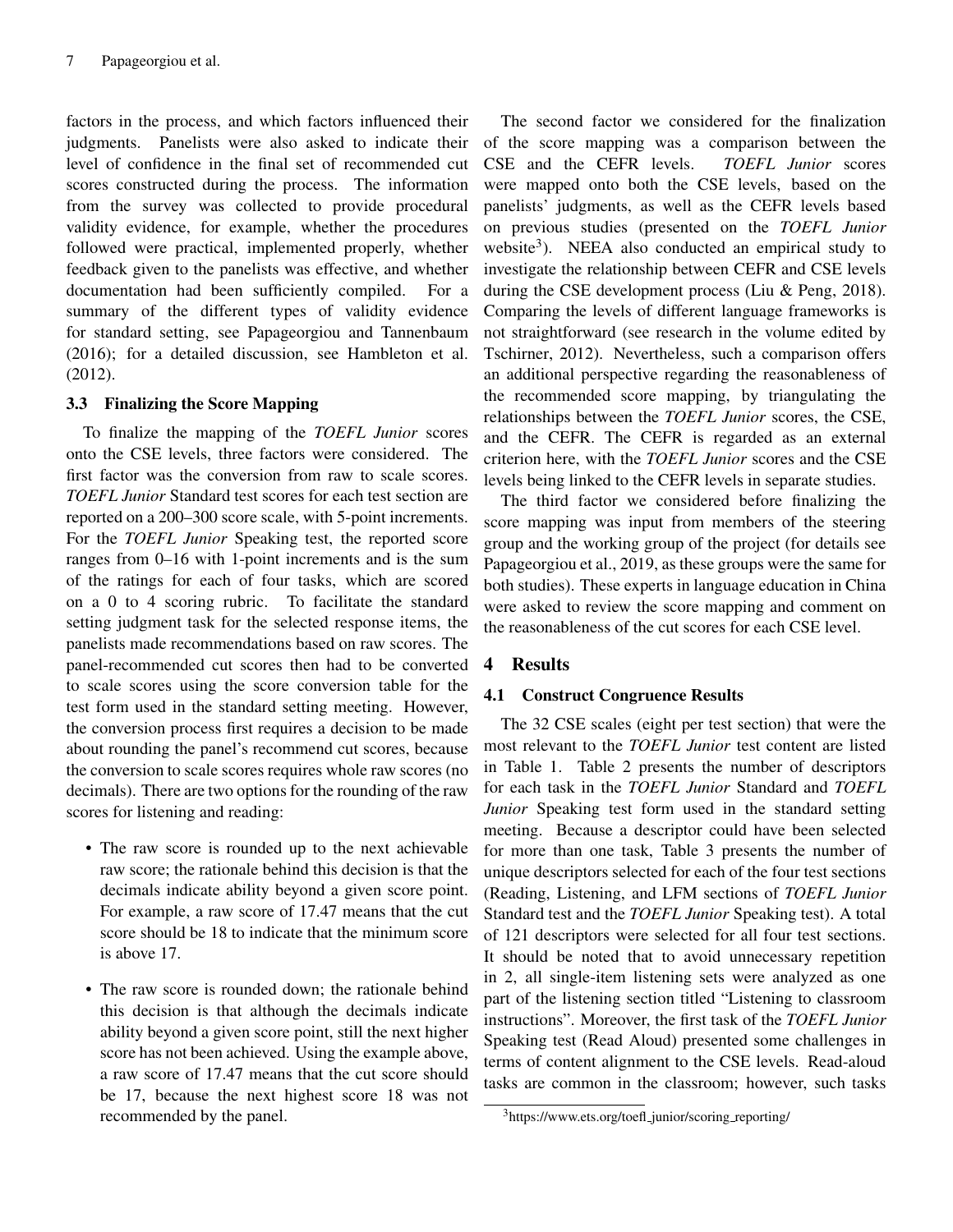factors in the process, and which factors influenced their judgments. Panelists were also asked to indicate their level of confidence in the final set of recommended cut scores constructed during the process. The information from the survey was collected to provide procedural validity evidence, for example, whether the procedures followed were practical, implemented properly, whether feedback given to the panelists was effective, and whether documentation had been sufficiently compiled. For a summary of the different types of validity evidence for standard setting, see Papageorgiou and Tannenbaum (2016); for a detailed discussion, see Hambleton et al. (2012).

### 3.3 Finalizing the Score Mapping

To finalize the mapping of the *TOEFL Junior* scores onto the CSE levels, three factors were considered. The first factor was the conversion from raw to scale scores. *TOEFL Junior* Standard test scores for each test section are reported on a 200–300 score scale, with 5-point increments. For the *TOEFL Junior* Speaking test, the reported score ranges from 0–16 with 1-point increments and is the sum of the ratings for each of four tasks, which are scored on a 0 to 4 scoring rubric. To facilitate the standard setting judgment task for the selected response items, the panelists made recommendations based on raw scores. The panel-recommended cut scores then had to be converted to scale scores using the score conversion table for the test form used in the standard setting meeting. However, the conversion process first requires a decision to be made about rounding the panel's recommend cut scores, because the conversion to scale scores requires whole raw scores (no decimals). There are two options for the rounding of the raw scores for listening and reading:

- The raw score is rounded up to the next achievable raw score; the rationale behind this decision is that the decimals indicate ability beyond a given score point. For example, a raw score of 17.47 means that the cut score should be 18 to indicate that the minimum score is above 17.
- The raw score is rounded down; the rationale behind this decision is that although the decimals indicate ability beyond a given score point, still the next higher score has not been achieved. Using the example above, a raw score of 17.47 means that the cut score should be 17, because the next highest score 18 was not recommended by the panel.

The second factor we considered for the finalization of the score mapping was a comparison between the CSE and the CEFR levels. *TOEFL Junior* scores were mapped onto both the CSE levels, based on the panelists' judgments, as well as the CEFR levels based on previous studies (presented on the *TOEFL Junior* website[3]). NEEA also conducted an empirical study to investigate the relationship between CEFR and CSE levels during the CSE development process (Liu & Peng, 2018). Comparing the levels of different language frameworks is not straightforward (see research in the volume edited by Tschirner, 2012). Nevertheless, such a comparison offers an additional perspective regarding the reasonableness of the recommended score mapping, by triangulating the relationships between the *TOEFL Junior* scores, the CSE, and the CEFR. The CEFR is regarded as an external criterion here, with the *TOEFL Junior* scores and the CSE levels being linked to the CEFR levels in separate studies.

The third factor we considered before finalizing the score mapping was input from members of the steering group and the working group of the project (for details see Papageorgiou et al., 2019, as these groups were the same for both studies). These experts in language education in China were asked to review the score mapping and comment on the reasonableness of the cut scores for each CSE level.

## 4 Results

### 4.1 Construct Congruence Results

The 32 CSE scales (eight per test section) that were the most relevant to the *TOEFL Junior* test content are listed in Table 1. Table 2 presents the number of descriptors for each task in the *TOEFL Junior* Standard and *TOEFL Junior* Speaking test form used in the standard setting meeting. Because a descriptor could have been selected for more than one task, Table 3 presents the number of unique descriptors selected for each of the four test sections (Reading, Listening, and LFM sections of *TOEFL Junior* Standard test and the *TOEFL Junior* Speaking test). A total of 121 descriptors were selected for all four test sections. It should be noted that to avoid unnecessary repetition in 2, all single-item listening sets were analyzed as one part of the listening section titled "Listening to classroom instructions". Moreover, the first task of the *TOEFL Junior* Speaking test (Read Aloud) presented some challenges in terms of content alignment to the CSE levels. Read-aloud tasks are common in the classroom; however, such tasks

[3] https://www.ets.org/toefl_junior/scoring_reporting/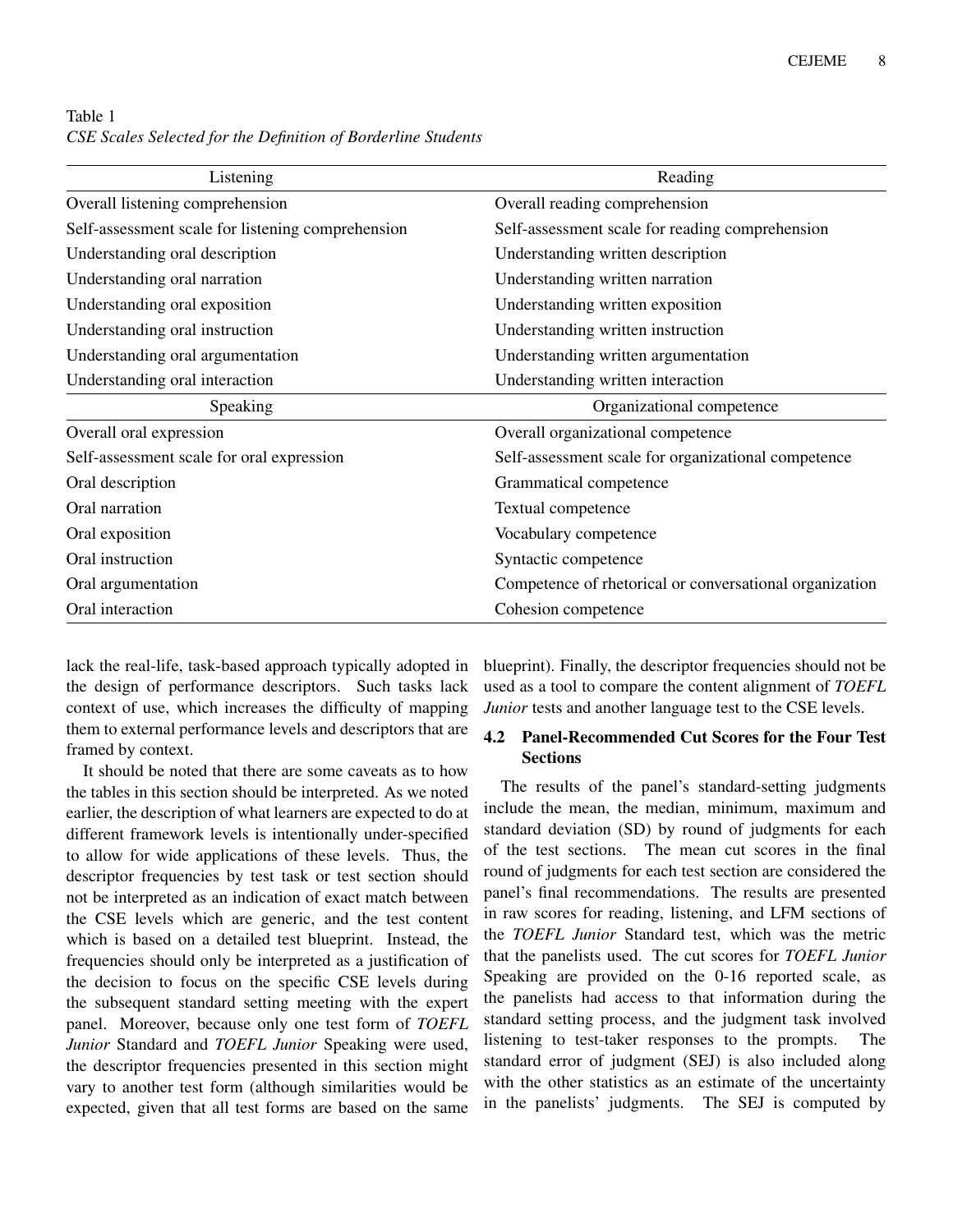Table 1
*CSE Scales Selected for the Definition of Borderline Students*

| Listening | Reading |
|---|---|
| Overall listening comprehension | Overall reading comprehension |
| Self-assessment scale for listening comprehension | Self-assessment scale for reading comprehension |
| Understanding oral description | Understanding written description |
| Understanding oral narration | Understanding written narration |
| Understanding oral exposition | Understanding written exposition |
| Understanding oral instruction | Understanding written instruction |
| Understanding oral argumentation | Understanding written argumentation |
| Understanding oral interaction | Understanding written interaction |
| **Speaking** | **Organizational competence** |
| Overall oral expression | Overall organizational competence |
| Self-assessment scale for oral expression | Self-assessment scale for organizational competence |
| Oral description | Grammatical competence |
| Oral narration | Textual competence |
| Oral exposition | Vocabulary competence |
| Oral instruction | Syntactic competence |
| Oral argumentation | Competence of rhetorical or conversational organization |
| Oral interaction | Cohesion competence |

lack the real-life, task-based approach typically adopted in the design of performance descriptors. Such tasks lack context of use, which increases the difficulty of mapping them to external performance levels and descriptors that are framed by context.

It should be noted that there are some caveats as to how the tables in this section should be interpreted. As we noted earlier, the description of what learners are expected to do at different framework levels is intentionally under-specified to allow for wide applications of these levels. Thus, the descriptor frequencies by test task or test section should not be interpreted as an indication of exact match between the CSE levels which are generic, and the test content which is based on a detailed test blueprint. Instead, the frequencies should only be interpreted as a justification of the decision to focus on the specific CSE levels during the subsequent standard setting meeting with the expert panel. Moreover, because only one test form of *TOEFL Junior* Standard and *TOEFL Junior* Speaking were used, the descriptor frequencies presented in this section might vary to another test form (although similarities would be expected, given that all test forms are based on the same blueprint). Finally, the descriptor frequencies should not be used as a tool to compare the content alignment of *TOEFL Junior* tests and another language test to the CSE levels.

### 4.2 Panel-Recommended Cut Scores for the Four Test Sections

The results of the panel's standard-setting judgments include the mean, the median, minimum, maximum and standard deviation (SD) by round of judgments for each of the test sections. The mean cut scores in the final round of judgments for each test section are considered the panel's final recommendations. The results are presented in raw scores for reading, listening, and LFM sections of the *TOEFL Junior* Standard test, which was the metric that the panelists used. The cut scores for *TOEFL Junior* Speaking are provided on the 0-16 reported scale, as the panelists had access to that information during the standard setting process, and the judgment task involved listening to test-taker responses to the prompts. The standard error of judgment (SEJ) is also included along with the other statistics as an estimate of the uncertainty in the panelists' judgments. The SEJ is computed by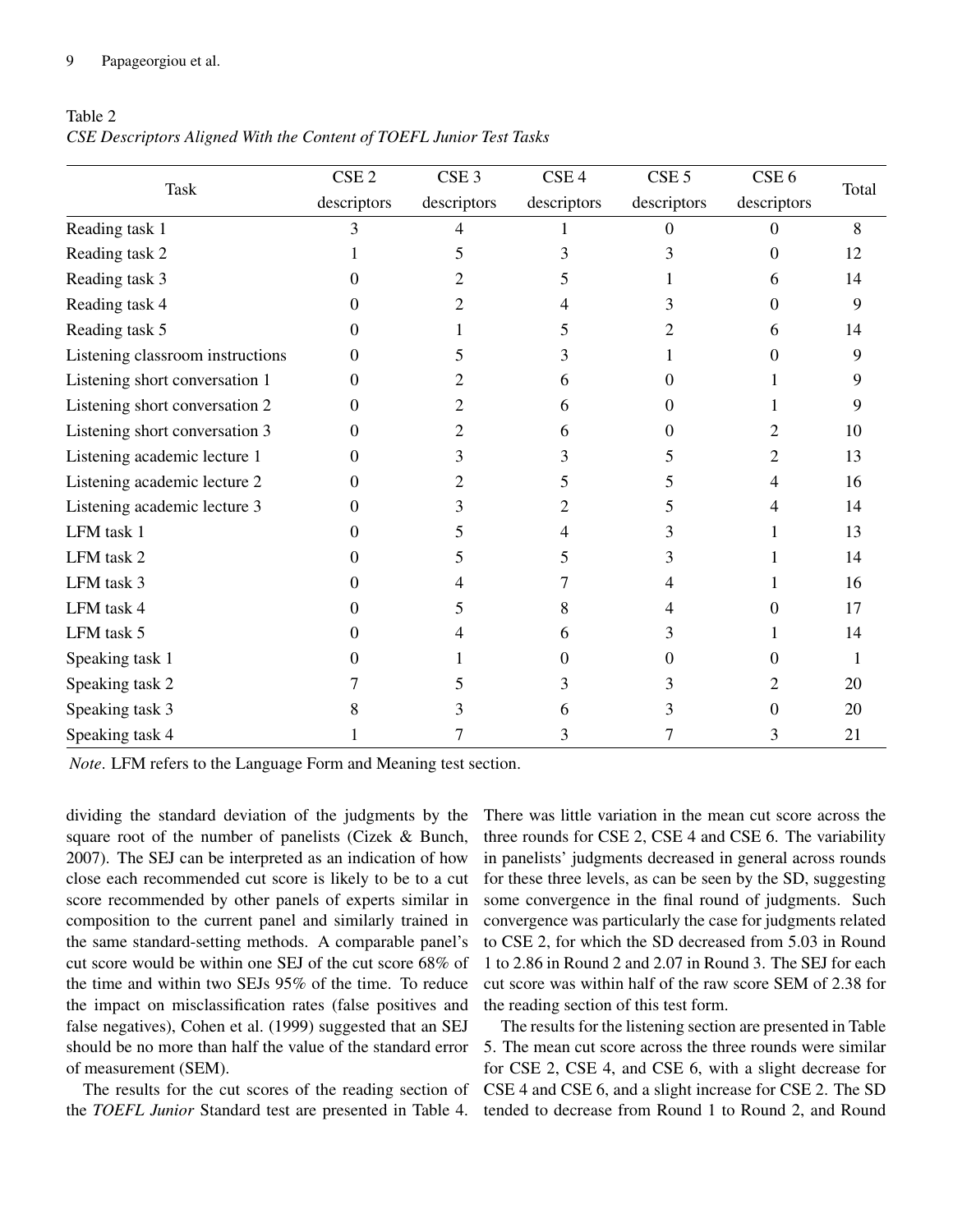Table 2
*CSE Descriptors Aligned With the Content of TOEFL Junior Test Tasks*

| Task | CSE 2 descriptors | CSE 3 descriptors | CSE 4 descriptors | CSE 5 descriptors | CSE 6 descriptors | Total |
|---|---|---|---|---|---|---|
| Reading task 1 | 3 | 4 | 1 | 0 | 0 | 8 |
| Reading task 2 | 1 | 5 | 3 | 3 | 0 | 12 |
| Reading task 3 | 0 | 2 | 5 | 1 | 6 | 14 |
| Reading task 4 | 0 | 2 | 4 | 3 | 0 | 9 |
| Reading task 5 | 0 | 1 | 5 | 2 | 6 | 14 |
| Listening classroom instructions | 0 | 5 | 3 | 1 | 0 | 9 |
| Listening short conversation 1 | 0 | 2 | 6 | 0 | 1 | 9 |
| Listening short conversation 2 | 0 | 2 | 6 | 0 | 1 | 9 |
| Listening short conversation 3 | 0 | 2 | 6 | 0 | 2 | 10 |
| Listening academic lecture 1 | 0 | 3 | 3 | 5 | 2 | 13 |
| Listening academic lecture 2 | 0 | 2 | 5 | 5 | 4 | 16 |
| Listening academic lecture 3 | 0 | 3 | 2 | 5 | 4 | 14 |
| LFM task 1 | 0 | 5 | 4 | 3 | 1 | 13 |
| LFM task 2 | 0 | 5 | 5 | 3 | 1 | 14 |
| LFM task 3 | 0 | 4 | 7 | 4 | 1 | 16 |
| LFM task 4 | 0 | 5 | 8 | 4 | 0 | 17 |
| LFM task 5 | 0 | 4 | 6 | 3 | 1 | 14 |
| Speaking task 1 | 0 | 1 | 0 | 0 | 0 | 1 |
| Speaking task 2 | 7 | 5 | 3 | 3 | 2 | 20 |
| Speaking task 3 | 8 | 3 | 6 | 3 | 0 | 20 |
| Speaking task 4 | 1 | 7 | 3 | 7 | 3 | 21 |

*Note*. LFM refers to the Language Form and Meaning test section.

dividing the standard deviation of the judgments by the square root of the number of panelists (Cizek & Bunch, 2007). The SEJ can be interpreted as an indication of how close each recommended cut score is likely to be to a cut score recommended by other panels of experts similar in composition to the current panel and similarly trained in the same standard-setting methods. A comparable panel's cut score would be within one SEJ of the cut score 68% of the time and within two SEJs 95% of the time. To reduce the impact on misclassification rates (false positives and false negatives), Cohen et al. (1999) suggested that an SEJ should be no more than half the value of the standard error of measurement (SEM).

The results for the cut scores of the reading section of the *TOEFL Junior* Standard test are presented in Table 4. There was little variation in the mean cut score across the three rounds for CSE 2, CSE 4 and CSE 6. The variability in panelists' judgments decreased in general across rounds for these three levels, as can be seen by the SD, suggesting some convergence in the final round of judgments. Such convergence was particularly the case for judgments related to CSE 2, for which the SD decreased from 5.03 in Round 1 to 2.86 in Round 2 and 2.07 in Round 3. The SEJ for each cut score was within half of the raw score SEM of 2.38 for the reading section of this test form.

The results for the listening section are presented in Table 5. The mean cut score across the three rounds were similar for CSE 2, CSE 4, and CSE 6, with a slight decrease for CSE 4 and CSE 6, and a slight increase for CSE 2. The SD tended to decrease from Round 1 to Round 2, and Round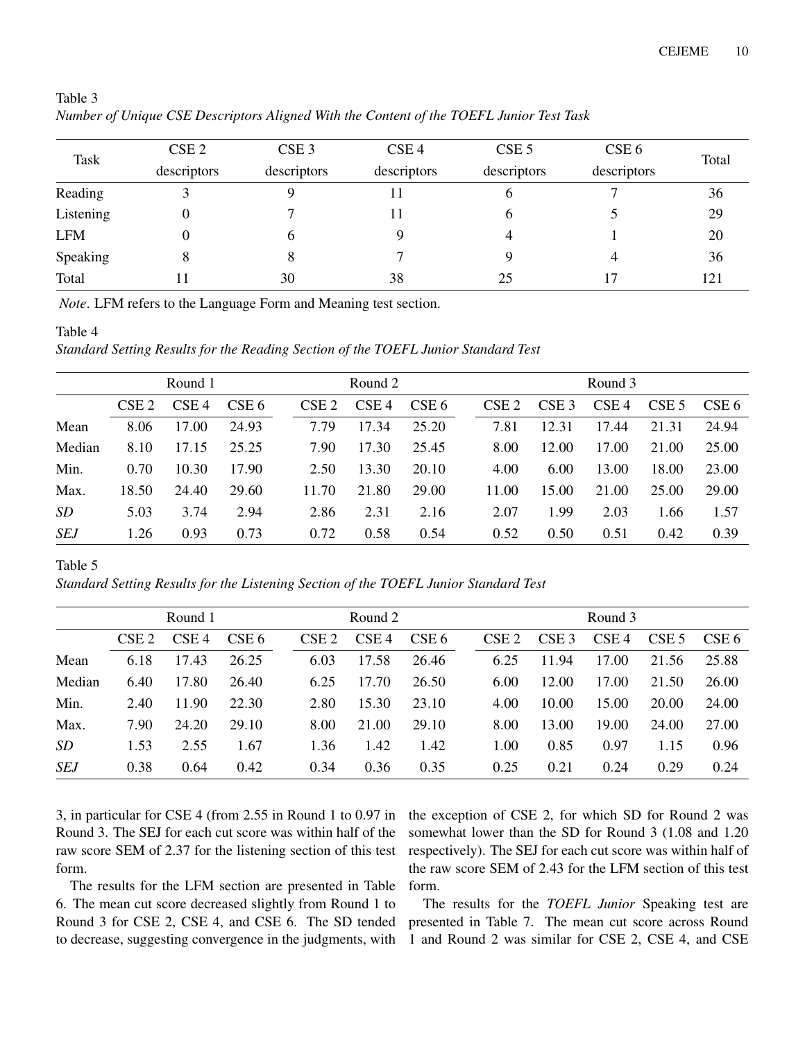Table 3
*Number of Unique CSE Descriptors Aligned With the Content of the TOEFL Junior Test Task*

| Task | CSE 2 descriptors | CSE 3 descriptors | CSE 4 descriptors | CSE 5 descriptors | CSE 6 descriptors | Total |
|---|---|---|---|---|---|---|
| Reading | 3 | 9 | 11 | 6 | 7 | 36 |
| Listening | 0 | 7 | 11 | 6 | 5 | 29 |
| LFM | 0 | 6 | 9 | 4 | 1 | 20 |
| Speaking | 8 | 8 | 7 | 9 | 4 | 36 |
| Total | 11 | 30 | 38 | 25 | 17 | 121 |

*Note*. LFM refers to the Language Form and Meaning test section.

Table 4
*Standard Setting Results for the Reading Section of the TOEFL Junior Standard Test*

| | Round 1 | | | Round 2 | | | Round 3 | | | | |
|---|---|---|---|---|---|---|---|---|---|---|---|
| | CSE 2 | CSE 4 | CSE 6 | CSE 2 | CSE 4 | CSE 6 | CSE 2 | CSE 3 | CSE 4 | CSE 5 | CSE 6 |
| Mean | 8.06 | 17.00 | 24.93 | 7.79 | 17.34 | 25.20 | 7.81 | 12.31 | 17.44 | 21.31 | 24.94 |
| Median | 8.10 | 17.15 | 25.25 | 7.90 | 17.30 | 25.45 | 8.00 | 12.00 | 17.00 | 21.00 | 25.00 |
| Min. | 0.70 | 10.30 | 17.90 | 2.50 | 13.30 | 20.10 | 4.00 | 6.00 | 13.00 | 18.00 | 23.00 |
| Max. | 18.50 | 24.40 | 29.60 | 11.70 | 21.80 | 29.00 | 11.00 | 15.00 | 21.00 | 25.00 | 29.00 |
| *SD* | 5.03 | 3.74 | 2.94 | 2.86 | 2.31 | 2.16 | 2.07 | 1.99 | 2.03 | 1.66 | 1.57 |
| *SEJ* | 1.26 | 0.93 | 0.73 | 0.72 | 0.58 | 0.54 | 0.52 | 0.50 | 0.51 | 0.42 | 0.39 |

Table 5
*Standard Setting Results for the Listening Section of the TOEFL Junior Standard Test*

| | Round 1 | | | Round 2 | | | Round 3 | | | | |
|---|---|---|---|---|---|---|---|---|---|---|---|
| | CSE 2 | CSE 4 | CSE 6 | CSE 2 | CSE 4 | CSE 6 | CSE 2 | CSE 3 | CSE 4 | CSE 5 | CSE 6 |
| Mean | 6.18 | 17.43 | 26.25 | 6.03 | 17.58 | 26.46 | 6.25 | 11.94 | 17.00 | 21.56 | 25.88 |
| Median | 6.40 | 17.80 | 26.40 | 6.25 | 17.70 | 26.50 | 6.00 | 12.00 | 17.00 | 21.50 | 26.00 |
| Min. | 2.40 | 11.90 | 22.30 | 2.80 | 15.30 | 23.10 | 4.00 | 10.00 | 15.00 | 20.00 | 24.00 |
| Max. | 7.90 | 24.20 | 29.10 | 8.00 | 21.00 | 29.10 | 8.00 | 13.00 | 19.00 | 24.00 | 27.00 |
| *SD* | 1.53 | 2.55 | 1.67 | 1.36 | 1.42 | 1.42 | 1.00 | 0.85 | 0.97 | 1.15 | 0.96 |
| *SEJ* | 0.38 | 0.64 | 0.42 | 0.34 | 0.36 | 0.35 | 0.25 | 0.21 | 0.24 | 0.29 | 0.24 |

3, in particular for CSE 4 (from 2.55 in Round 1 to 0.97 in Round 3. The SEJ for each cut score was within half of the raw score SEM of 2.37 for the listening section of this test form.

The results for the LFM section are presented in Table 6. The mean cut score decreased slightly from Round 1 to Round 3 for CSE 2, CSE 4, and CSE 6. The SD tended to decrease, suggesting convergence in the judgments, with the exception of CSE 2, for which SD for Round 2 was somewhat lower than the SD for Round 3 (1.08 and 1.20 respectively). The SEJ for each cut score was within half of the raw score SEM of 2.43 for the LFM section of this test form.

The results for the *TOEFL Junior* Speaking test are presented in Table 7. The mean cut score across Round 1 and Round 2 was similar for CSE 2, CSE 4, and CSE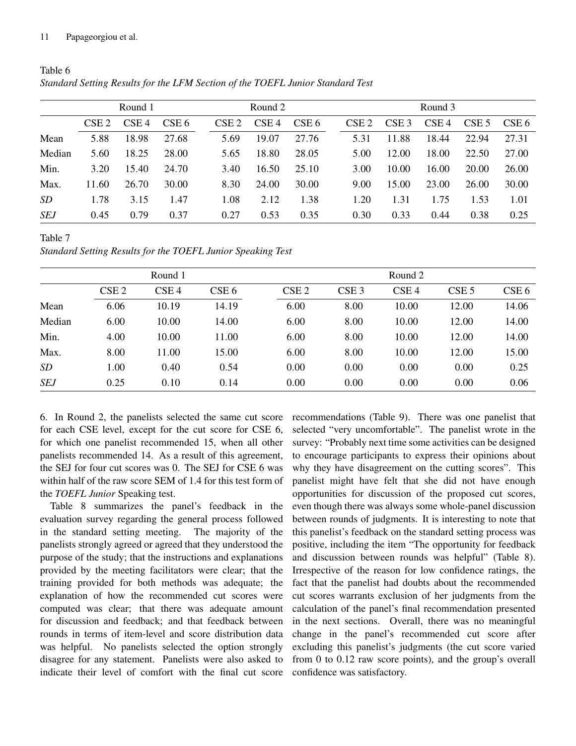Table 6
*Standard Setting Results for the LFM Section of the TOEFL Junior Standard Test*

| | Round 1 | | | Round 2 | | | Round 3 | | | | |
|---|---|---|---|---|---|---|---|---|---|---|---|
| | CSE 2 | CSE 4 | CSE 6 | CSE 2 | CSE 4 | CSE 6 | CSE 2 | CSE 3 | CSE 4 | CSE 5 | CSE 6 |
| Mean | 5.88 | 18.98 | 27.68 | 5.69 | 19.07 | 27.76 | 5.31 | 11.88 | 18.44 | 22.94 | 27.31 |
| Median | 5.60 | 18.25 | 28.00 | 5.65 | 18.80 | 28.05 | 5.00 | 12.00 | 18.00 | 22.50 | 27.00 |
| Min. | 3.20 | 15.40 | 24.70 | 3.40 | 16.50 | 25.10 | 3.00 | 10.00 | 16.00 | 20.00 | 26.00 |
| Max. | 11.60 | 26.70 | 30.00 | 8.30 | 24.00 | 30.00 | 9.00 | 15.00 | 23.00 | 26.00 | 30.00 |
| *SD* | 1.78 | 3.15 | 1.47 | 1.08 | 2.12 | 1.38 | 1.20 | 1.31 | 1.75 | 1.53 | 1.01 |
| *SEJ* | 0.45 | 0.79 | 0.37 | 0.27 | 0.53 | 0.35 | 0.30 | 0.33 | 0.44 | 0.38 | 0.25 |

Table 7
*Standard Setting Results for the TOEFL Junior Speaking Test*

| | Round 1 | | | Round 2 | | | | |
|---|---|---|---|---|---|---|---|---|
| | CSE 2 | CSE 4 | CSE 6 | CSE 2 | CSE 3 | CSE 4 | CSE 5 | CSE 6 |
| Mean | 6.06 | 10.19 | 14.19 | 6.00 | 8.00 | 10.00 | 12.00 | 14.06 |
| Median | 6.00 | 10.00 | 14.00 | 6.00 | 8.00 | 10.00 | 12.00 | 14.00 |
| Min. | 4.00 | 10.00 | 11.00 | 6.00 | 8.00 | 10.00 | 12.00 | 14.00 |
| Max. | 8.00 | 11.00 | 15.00 | 6.00 | 8.00 | 10.00 | 12.00 | 15.00 |
| *SD* | 1.00 | 0.40 | 0.54 | 0.00 | 0.00 | 0.00 | 0.00 | 0.25 |
| *SEJ* | 0.25 | 0.10 | 0.14 | 0.00 | 0.00 | 0.00 | 0.00 | 0.06 |

6. In Round 2, the panelists selected the same cut score for each CSE level, except for the cut score for CSE 6, for which one panelist recommended 15, when all other panelists recommended 14. As a result of this agreement, the SEJ for four cut scores was 0. The SEJ for CSE 6 was within half of the raw score SEM of 1.4 for this test form of the *TOEFL Junior* Speaking test.

Table 8 summarizes the panel's feedback in the evaluation survey regarding the general process followed in the standard setting meeting. The majority of the panelists strongly agreed or agreed that they understood the purpose of the study; that the instructions and explanations provided by the meeting facilitators were clear; that the training provided for both methods was adequate; the explanation of how the recommended cut scores were computed was clear; that there was adequate amount for discussion and feedback; and that feedback between rounds in terms of item-level and score distribution data was helpful. No panelists selected the option strongly disagree for any statement. Panelists were also asked to indicate their level of comfort with the final cut score recommendations (Table 9). There was one panelist that selected "very uncomfortable". The panelist wrote in the survey: "Probably next time some activities can be designed to encourage participants to express their opinions about why they have disagreement on the cutting scores". This panelist might have felt that she did not have enough opportunities for discussion of the proposed cut scores, even though there was always some whole-panel discussion between rounds of judgments. It is interesting to note that this panelist's feedback on the standard setting process was positive, including the item "The opportunity for feedback and discussion between rounds was helpful" (Table 8). Irrespective of the reason for low confidence ratings, the fact that the panelist had doubts about the recommended cut scores warrants exclusion of her judgments from the calculation of the panel's final recommendation presented in the next sections. Overall, there was no meaningful change in the panel's recommended cut score after excluding this panelist's judgments (the cut score varied from 0 to 0.12 raw score points), and the group's overall confidence was satisfactory.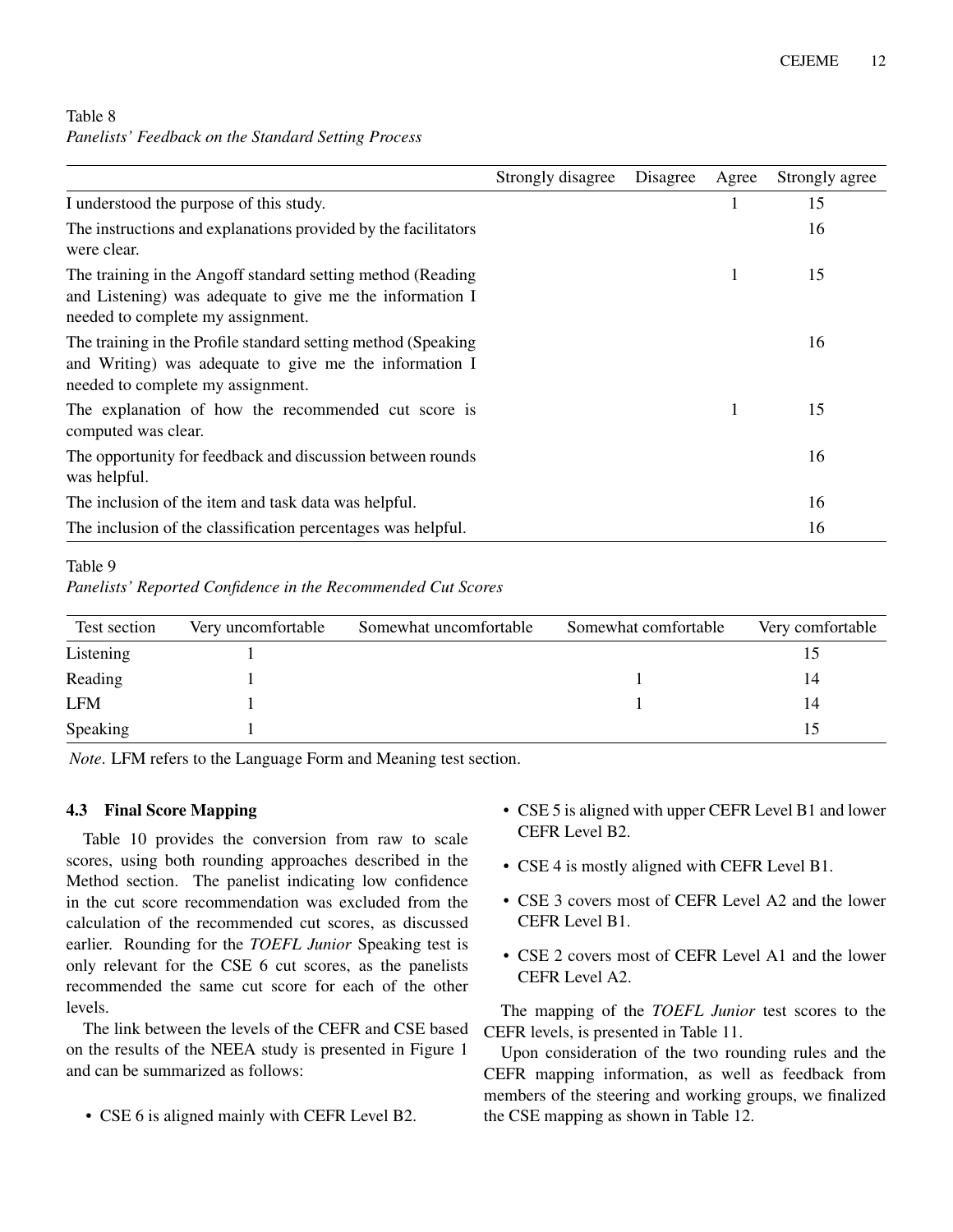Table 8
*Panelists' Feedback on the Standard Setting Process*

| | Strongly disagree | Disagree | Agree | Strongly agree |
|---|---|---|---|---|
| I understood the purpose of this study. | | | 1 | 15 |
| The instructions and explanations provided by the facilitators were clear. | | | | 16 |
| The training in the Angoff standard setting method (Reading and Listening) was adequate to give me the information I needed to complete my assignment. | | | 1 | 15 |
| The training in the Profile standard setting method (Speaking and Writing) was adequate to give me the information I needed to complete my assignment. | | | | 16 |
| The explanation of how the recommended cut score is computed was clear. | | | 1 | 15 |
| The opportunity for feedback and discussion between rounds was helpful. | | | | 16 |
| The inclusion of the item and task data was helpful. | | | | 16 |
| The inclusion of the classification percentages was helpful. | | | | 16 |

Table 9
*Panelists' Reported Confidence in the Recommended Cut Scores*

| Test section | Very uncomfortable | Somewhat uncomfortable | Somewhat comfortable | Very comfortable |
|---|---|---|---|---|
| Listening | 1 | | | 15 |
| Reading | 1 | | 1 | 14 |
| LFM | 1 | | 1 | 14 |
| Speaking | 1 | | | 15 |

*Note*. LFM refers to the Language Form and Meaning test section.

### 4.3 Final Score Mapping

Table 10 provides the conversion from raw to scale scores, using both rounding approaches described in the Method section. The panelist indicating low confidence in the cut score recommendation was excluded from the calculation of the recommended cut scores, as discussed earlier. Rounding for the *TOEFL Junior* Speaking test is only relevant for the CSE 6 cut scores, as the panelists recommended the same cut score for each of the other levels.

The link between the levels of the CEFR and CSE based on the results of the NEEA study is presented in Figure 1 and can be summarized as follows:

- CSE 6 is aligned mainly with CEFR Level B2.
- CSE 5 is aligned with upper CEFR Level B1 and lower CEFR Level B2.
- CSE 4 is mostly aligned with CEFR Level B1.
- CSE 3 covers most of CEFR Level A2 and the lower CEFR Level B1.
- CSE 2 covers most of CEFR Level A1 and the lower CEFR Level A2.

The mapping of the *TOEFL Junior* test scores to the CEFR levels, is presented in Table 11.

Upon consideration of the two rounding rules and the CEFR mapping information, as well as feedback from members of the steering and working groups, we finalized the CSE mapping as shown in Table 12.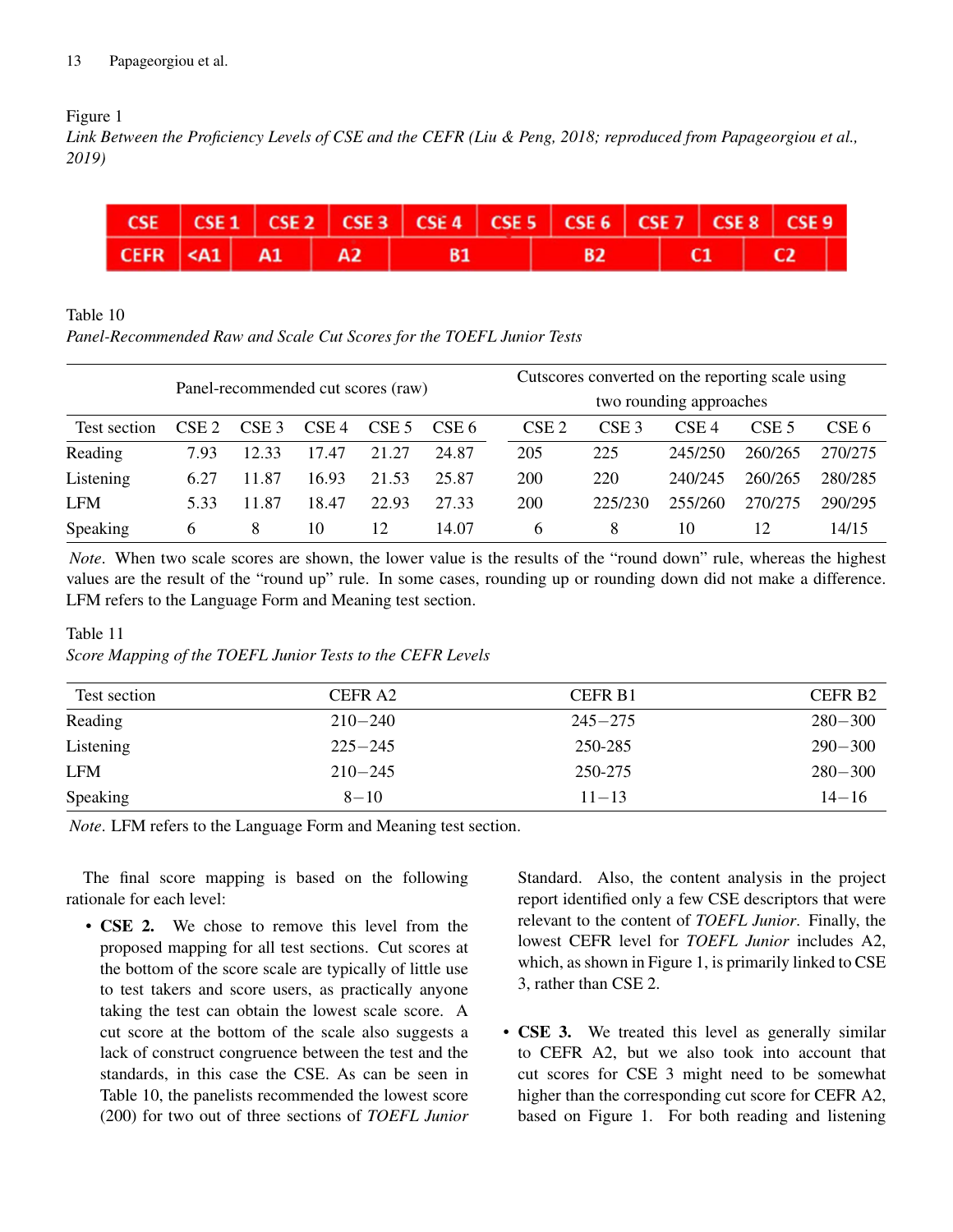Figure 1

*Link Between the Proficiency Levels of CSE and the CEFR (Liu & Peng, 2018; reproduced from Papageorgiou et al., 2019)*

| CSE | CSE 1 | CSE 2 | CSE 3 | CSE 4 | CSE 5 | CSE 6 | CSE 7 | CSE 8 | CSE 9 |
|---|---|---|---|---|---|---|---|---|---|
| CEFR | <A1 | A1 | A2 | B1 | | B2 | | C1 | C2 |

Table 10

*Panel-Recommended Raw and Scale Cut Scores for the TOEFL Junior Tests*

| | Panel-recommended cut scores (raw) | | | | | Cutscores converted on the reporting scale using two rounding approaches | | | | |
|---|---|---|---|---|---|---|---|---|---|---|
| Test section | CSE 2 | CSE 3 | CSE 4 | CSE 5 | CSE 6 | CSE 2 | CSE 3 | CSE 4 | CSE 5 | CSE 6 |
| Reading | 7.93 | 12.33 | 17.47 | 21.27 | 24.87 | 205 | 225 | 245/250 | 260/265 | 270/275 |
| Listening | 6.27 | 11.87 | 16.93 | 21.53 | 25.87 | 200 | 220 | 240/245 | 260/265 | 280/285 |
| LFM | 5.33 | 11.87 | 18.47 | 22.93 | 27.33 | 200 | 225/230 | 255/260 | 270/275 | 290/295 |
| Speaking | 6 | 8 | 10 | 12 | 14.07 | 6 | 8 | 10 | 12 | 14/15 |

*Note*. When two scale scores are shown, the lower value is the results of the "round down" rule, whereas the highest values are the result of the "round up" rule. In some cases, rounding up or rounding down did not make a difference. LFM refers to the Language Form and Meaning test section.

Table 11

*Score Mapping of the TOEFL Junior Tests to the CEFR Levels*

| Test section | CEFR A2 | CEFR B1 | CEFR B2 |
|---|---|---|---|
| Reading | 210−240 | 245−275 | 280−300 |
| Listening | 225−245 | 250-285 | 290−300 |
| LFM | 210−245 | 250-275 | 280−300 |
| Speaking | 8−10 | 11−13 | 14−16 |

*Note*. LFM refers to the Language Form and Meaning test section.

The final score mapping is based on the following rationale for each level:

- **CSE 2.** We chose to remove this level from the proposed mapping for all test sections. Cut scores at the bottom of the score scale are typically of little use to test takers and score users, as practically anyone taking the test can obtain the lowest scale score. A cut score at the bottom of the scale also suggests a lack of construct congruence between the test and the standards, in this case the CSE. As can be seen in Table 10, the panelists recommended the lowest score (200) for two out of three sections of *TOEFL Junior* Standard. Also, the content analysis in the project report identified only a few CSE descriptors that were relevant to the content of *TOEFL Junior*. Finally, the lowest CEFR level for *TOEFL Junior* includes A2, which, as shown in Figure 1, is primarily linked to CSE 3, rather than CSE 2.

- **CSE 3.** We treated this level as generally similar to CEFR A2, but we also took into account that cut scores for CSE 3 might need to be somewhat higher than the corresponding cut score for CEFR A2, based on Figure 1. For both reading and listening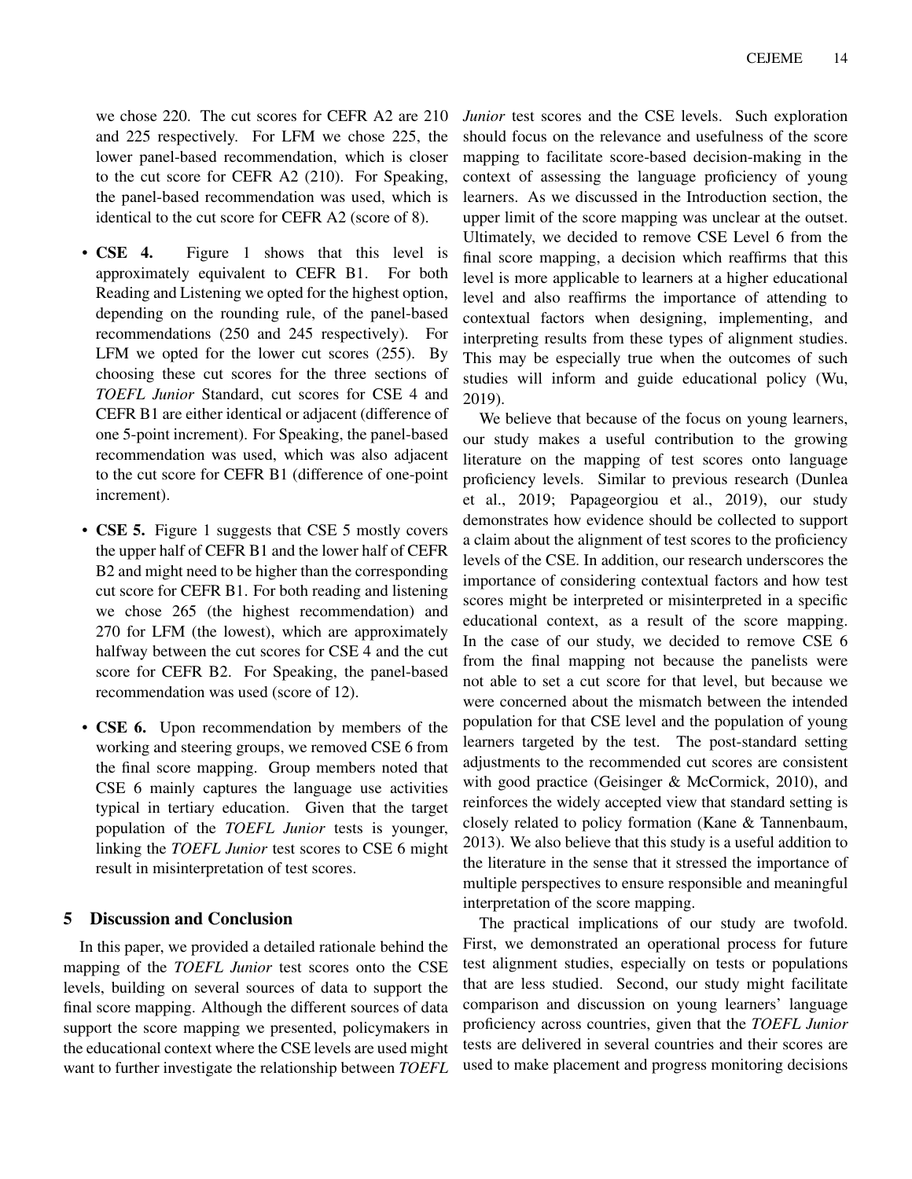we chose 220. The cut scores for CEFR A2 are 210 and 225 respectively. For LFM we chose 225, the lower panel-based recommendation, which is closer to the cut score for CEFR A2 (210). For Speaking, the panel-based recommendation was used, which is identical to the cut score for CEFR A2 (score of 8).

- **CSE 4.** Figure 1 shows that this level is approximately equivalent to CEFR B1. For both Reading and Listening we opted for the highest option, depending on the rounding rule, of the panel-based recommendations (250 and 245 respectively). For LFM we opted for the lower cut scores (255). By choosing these cut scores for the three sections of *TOEFL Junior* Standard, cut scores for CSE 4 and CEFR B1 are either identical or adjacent (difference of one 5-point increment). For Speaking, the panel-based recommendation was used, which was also adjacent to the cut score for CEFR B1 (difference of one-point increment).
- **CSE 5.** Figure 1 suggests that CSE 5 mostly covers the upper half of CEFR B1 and the lower half of CEFR B2 and might need to be higher than the corresponding cut score for CEFR B1. For both reading and listening we chose 265 (the highest recommendation) and 270 for LFM (the lowest), which are approximately halfway between the cut scores for CSE 4 and the cut score for CEFR B2. For Speaking, the panel-based recommendation was used (score of 12).
- **CSE 6.** Upon recommendation by members of the working and steering groups, we removed CSE 6 from the final score mapping. Group members noted that CSE 6 mainly captures the language use activities typical in tertiary education. Given that the target population of the *TOEFL Junior* tests is younger, linking the *TOEFL Junior* test scores to CSE 6 might result in misinterpretation of test scores.

## 5 Discussion and Conclusion

In this paper, we provided a detailed rationale behind the mapping of the *TOEFL Junior* test scores onto the CSE levels, building on several sources of data to support the final score mapping. Although the different sources of data support the score mapping we presented, policymakers in the educational context where the CSE levels are used might want to further investigate the relationship between *TOEFL Junior* test scores and the CSE levels. Such exploration should focus on the relevance and usefulness of the score mapping to facilitate score-based decision-making in the context of assessing the language proficiency of young learners. As we discussed in the Introduction section, the upper limit of the score mapping was unclear at the outset. Ultimately, we decided to remove CSE Level 6 from the final score mapping, a decision which reaffirms that this level is more applicable to learners at a higher educational level and also reaffirms the importance of attending to contextual factors when designing, implementing, and interpreting results from these types of alignment studies. This may be especially true when the outcomes of such studies will inform and guide educational policy (Wu, 2019).

We believe that because of the focus on young learners, our study makes a useful contribution to the growing literature on the mapping of test scores onto language proficiency levels. Similar to previous research (Dunlea et al., 2019; Papageorgiou et al., 2019), our study demonstrates how evidence should be collected to support a claim about the alignment of test scores to the proficiency levels of the CSE. In addition, our research underscores the importance of considering contextual factors and how test scores might be interpreted or misinterpreted in a specific educational context, as a result of the score mapping. In the case of our study, we decided to remove CSE 6 from the final mapping not because the panelists were not able to set a cut score for that level, but because we were concerned about the mismatch between the intended population for that CSE level and the population of young learners targeted by the test. The post-standard setting adjustments to the recommended cut scores are consistent with good practice (Geisinger & McCormick, 2010), and reinforces the widely accepted view that standard setting is closely related to policy formation (Kane & Tannenbaum, 2013). We also believe that this study is a useful addition to the literature in the sense that it stressed the importance of multiple perspectives to ensure responsible and meaningful interpretation of the score mapping.

The practical implications of our study are twofold. First, we demonstrated an operational process for future test alignment studies, especially on tests or populations that are less studied. Second, our study might facilitate comparison and discussion on young learners' language proficiency across countries, given that the *TOEFL Junior* tests are delivered in several countries and their scores are used to make placement and progress monitoring decisions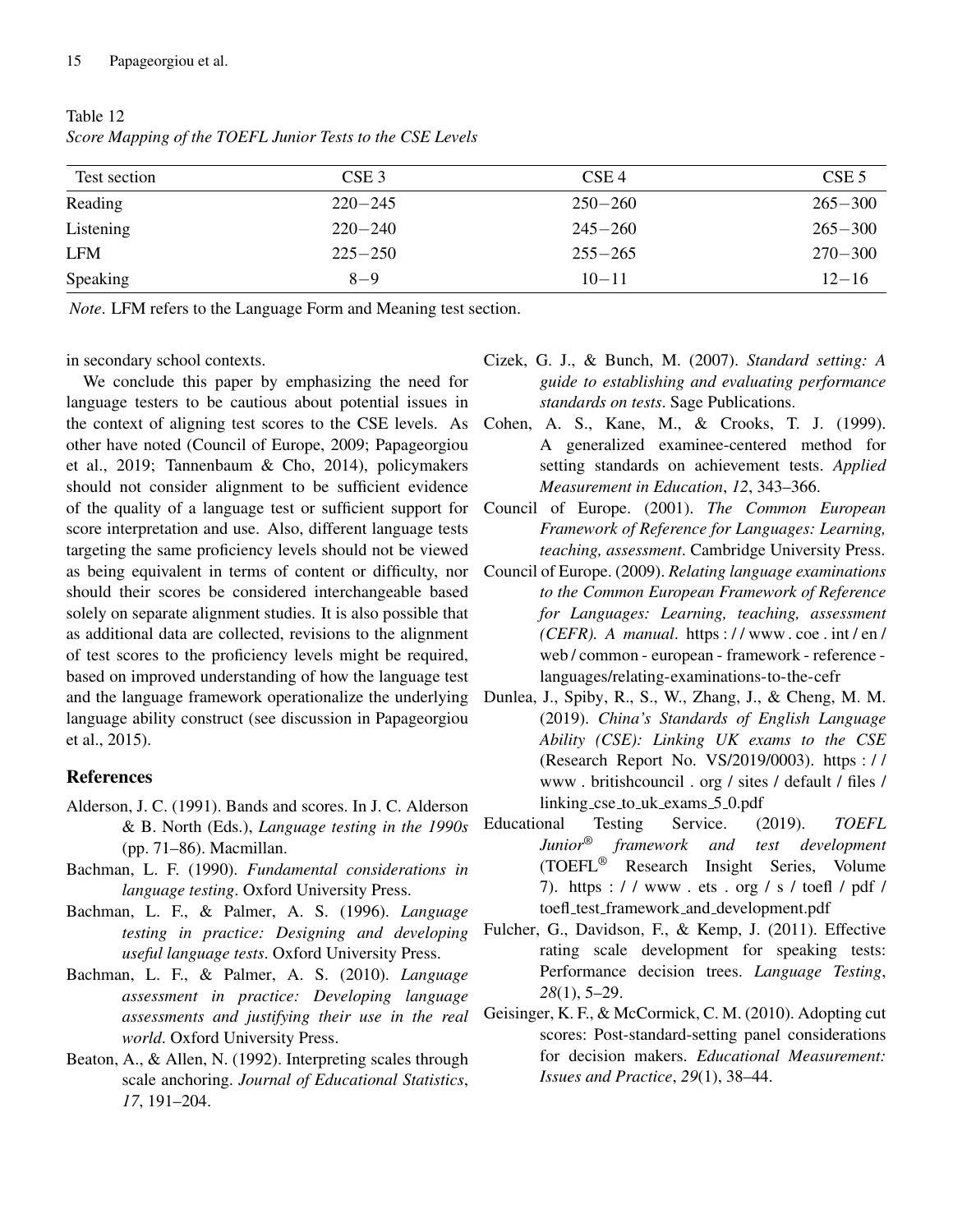Table 12
*Score Mapping of the TOEFL Junior Tests to the CSE Levels*

| Test section | CSE 3 | CSE 4 | CSE 5 |
|---|---|---|---|
| Reading | 220−245 | 250−260 | 265−300 |
| Listening | 220−240 | 245−260 | 265−300 |
| LFM | 225−250 | 255−265 | 270−300 |
| Speaking | 8−9 | 10−11 | 12−16 |

*Note*. LFM refers to the Language Form and Meaning test section.

in secondary school contexts.

We conclude this paper by emphasizing the need for language testers to be cautious about potential issues in the context of aligning test scores to the CSE levels. As other have noted (Council of Europe, 2009; Papageorgiou et al., 2019; Tannenbaum & Cho, 2014), policymakers should not consider alignment to be sufficient evidence of the quality of a language test or sufficient support for score interpretation and use. Also, different language tests targeting the same proficiency levels should not be viewed as being equivalent in terms of content or difficulty, nor should their scores be considered interchangeable based solely on separate alignment studies. It is also possible that as additional data are collected, revisions to the alignment of test scores to the proficiency levels might be required, based on improved understanding of how the language test and the language framework operationalize the underlying language ability construct (see discussion in Papageorgiou et al., 2015).

## References

Alderson, J. C. (1991). Bands and scores. In J. C. Alderson & B. North (Eds.), *Language testing in the 1990s* (pp. 71–86). Macmillan.

Bachman, L. F. (1990). *Fundamental considerations in language testing*. Oxford University Press.

Bachman, L. F., & Palmer, A. S. (1996). *Language testing in practice: Designing and developing useful language tests*. Oxford University Press.

Bachman, L. F., & Palmer, A. S. (2010). *Language assessment in practice: Developing language assessments and justifying their use in the real world*. Oxford University Press.

Beaton, A., & Allen, N. (1992). Interpreting scales through scale anchoring. *Journal of Educational Statistics*, *17*, 191–204.

Cizek, G. J., & Bunch, M. (2007). *Standard setting: A guide to establishing and evaluating performance standards on tests*. Sage Publications.

Cohen, A. S., Kane, M., & Crooks, T. J. (1999). A generalized examinee-centered method for setting standards on achievement tests. *Applied Measurement in Education*, *12*, 343–366.

Council of Europe. (2001). *The Common European Framework of Reference for Languages: Learning, teaching, assessment*. Cambridge University Press.

Council of Europe. (2009). *Relating language examinations to the Common European Framework of Reference for Languages: Learning, teaching, assessment (CEFR). A manual*. https://www.coe.int/en/web/common-european-framework-reference-languages/relating-examinations-to-the-cefr

Dunlea, J., Spiby, R., S., W., Zhang, J., & Cheng, M. M. (2019). *China's Standards of English Language Ability (CSE): Linking UK exams to the CSE* (Research Report No. VS/2019/0003). https://www.britishcouncil.org/sites/default/files/linking_cse_to_uk_exams_5_0.pdf

Educational Testing Service. (2019). *TOEFL Junior® framework and test development* (TOEFL® Research Insight Series, Volume 7). https://www.ets.org/s/toefl/pdf/toefl_test_framework_and_development.pdf

Fulcher, G., Davidson, F., & Kemp, J. (2011). Effective rating scale development for speaking tests: Performance decision trees. *Language Testing*, *28*(1), 5–29.

Geisinger, K. F., & McCormick, C. M. (2010). Adopting cut scores: Post-standard-setting panel considerations for decision makers. *Educational Measurement: Issues and Practice*, *29*(1), 38–44.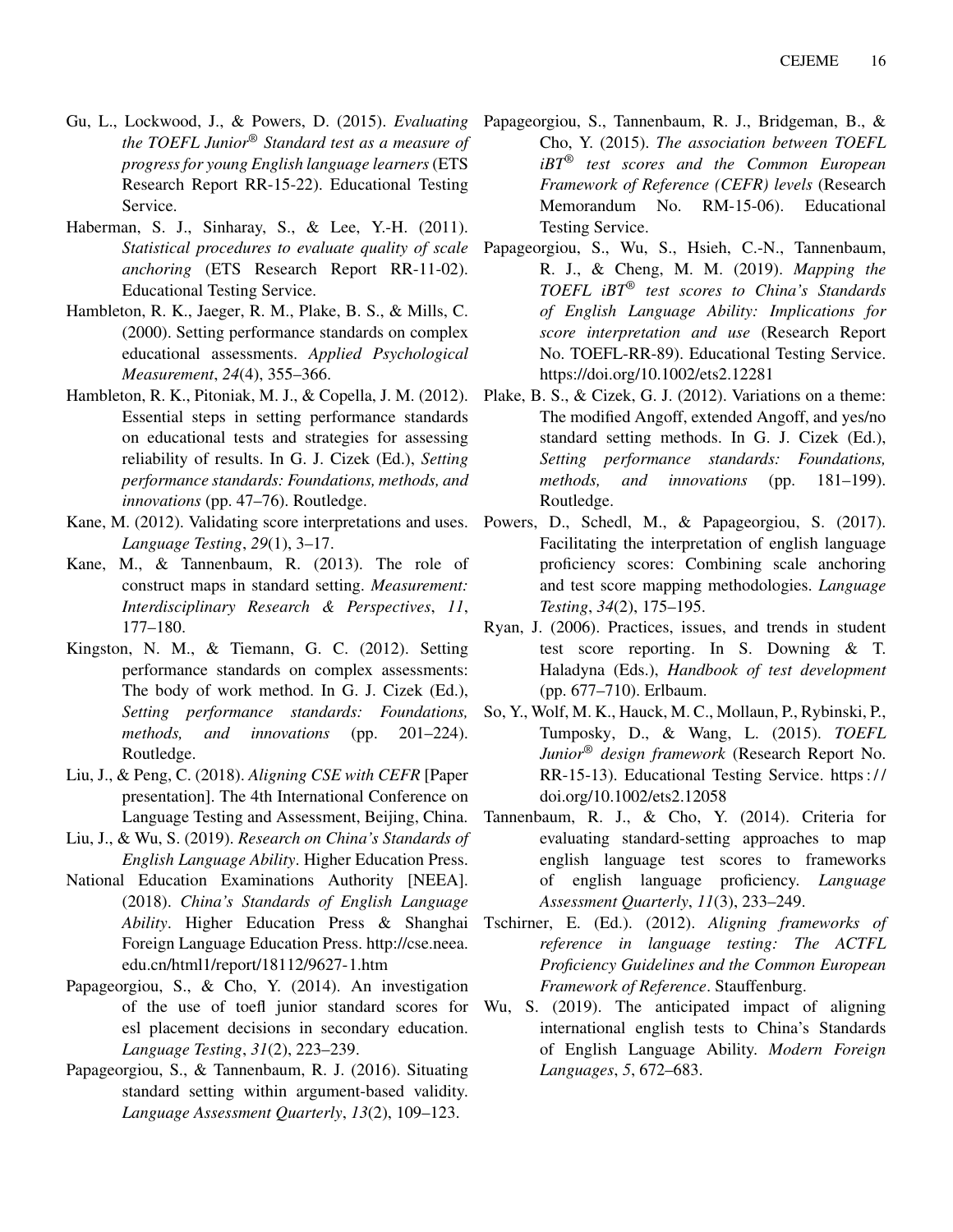Gu, L., Lockwood, J., & Powers, D. (2015). *Evaluating the TOEFL Junior® Standard test as a measure of progress for young English language learners* (ETS Research Report RR-15-22). Educational Testing Service.

Haberman, S. J., Sinharay, S., & Lee, Y.-H. (2011). *Statistical procedures to evaluate quality of scale anchoring* (ETS Research Report RR-11-02). Educational Testing Service.

Hambleton, R. K., Jaeger, R. M., Plake, B. S., & Mills, C. (2000). Setting performance standards on complex educational assessments. *Applied Psychological Measurement*, *24*(4), 355–366.

Hambleton, R. K., Pitoniak, M. J., & Copella, J. M. (2012). Essential steps in setting performance standards on educational tests and strategies for assessing reliability of results. In G. J. Cizek (Ed.), *Setting performance standards: Foundations, methods, and innovations* (pp. 47–76). Routledge.

Kane, M. (2012). Validating score interpretations and uses. *Language Testing*, *29*(1), 3–17.

Kane, M., & Tannenbaum, R. (2013). The role of construct maps in standard setting. *Measurement: Interdisciplinary Research & Perspectives*, *11*, 177–180.

Kingston, N. M., & Tiemann, G. C. (2012). Setting performance standards on complex assessments: The body of work method. In G. J. Cizek (Ed.), *Setting performance standards: Foundations, methods, and innovations* (pp. 201–224). Routledge.

Liu, J., & Peng, C. (2018). *Aligning CSE with CEFR* [Paper presentation]. The 4th International Conference on Language Testing and Assessment, Beijing, China.

Liu, J., & Wu, S. (2019). *Research on China's Standards of English Language Ability*. Higher Education Press.

National Education Examinations Authority [NEEA]. (2018). *China's Standards of English Language Ability*. Higher Education Press & Shanghai Foreign Language Education Press. http://cse.neea.edu.cn/html1/report/18112/9627-1.htm

Papageorgiou, S., & Cho, Y. (2014). An investigation of the use of toefl junior standard scores for esl placement decisions in secondary education. *Language Testing*, *31*(2), 223–239.

Papageorgiou, S., & Tannenbaum, R. J. (2016). Situating standard setting within argument-based validity. *Language Assessment Quarterly*, *13*(2), 109–123.

Papageorgiou, S., Tannenbaum, R. J., Bridgeman, B., & Cho, Y. (2015). *The association between TOEFL iBT® test scores and the Common European Framework of Reference (CEFR) levels* (Research Memorandum No. RM-15-06). Educational Testing Service.

Papageorgiou, S., Wu, S., Hsieh, C.-N., Tannenbaum, R. J., & Cheng, M. M. (2019). *Mapping the TOEFL iBT® test scores to China's Standards of English Language Ability: Implications for score interpretation and use* (Research Report No. TOEFL-RR-89). Educational Testing Service. https://doi.org/10.1002/ets2.12281

Plake, B. S., & Cizek, G. J. (2012). Variations on a theme: The modified Angoff, extended Angoff, and yes/no standard setting methods. In G. J. Cizek (Ed.), *Setting performance standards: Foundations, methods, and innovations* (pp. 181–199). Routledge.

Powers, D., Schedl, M., & Papageorgiou, S. (2017). Facilitating the interpretation of english language proficiency scores: Combining scale anchoring and test score mapping methodologies. *Language Testing*, *34*(2), 175–195.

Ryan, J. (2006). Practices, issues, and trends in student test score reporting. In S. Downing & T. Haladyna (Eds.), *Handbook of test development* (pp. 677–710). Erlbaum.

So, Y., Wolf, M. K., Hauck, M. C., Mollaun, P., Rybinski, P., Tumposky, D., & Wang, L. (2015). *TOEFL Junior® design framework* (Research Report No. RR-15-13). Educational Testing Service. https://doi.org/10.1002/ets2.12058

Tannenbaum, R. J., & Cho, Y. (2014). Criteria for evaluating standard-setting approaches to map english language test scores to frameworks of english language proficiency. *Language Assessment Quarterly*, *11*(3), 233–249.

Tschirner, E. (Ed.). (2012). *Aligning frameworks of reference in language testing: The ACTFL Proficiency Guidelines and the Common European Framework of Reference*. Stauffenburg.

Wu, S. (2019). The anticipated impact of aligning international english tests to China's Standards of English Language Ability. *Modern Foreign Languages*, *5*, 672–683.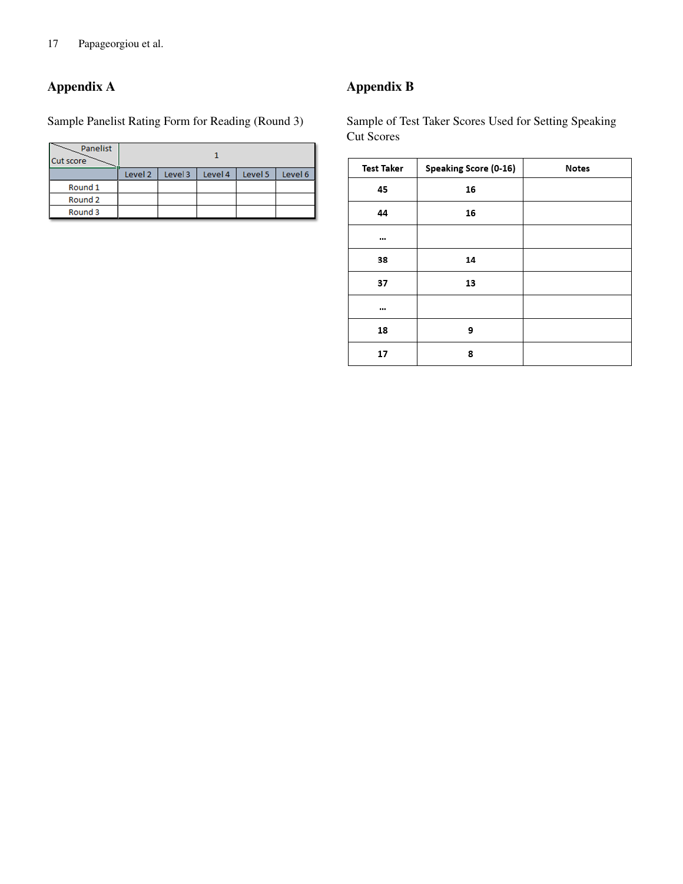## Appendix A

Sample Panelist Rating Form for Reading (Round 3)

| Panelist / Cut score | 1 | | | | |
|---|---|---|---|---|---|
| | Level 2 | Level 3 | Level 4 | Level 5 | Level 6 |
| Round 1 | | | | | |
| Round 2 | | | | | |
| Round 3 | | | | | |

## Appendix B

Sample of Test Taker Scores Used for Setting Speaking Cut Scores

| Test Taker | Speaking Score (0-16) | Notes |
|---|---|---|
| 45 | 16 | |
| 44 | 16 | |
| ... | | |
| 38 | 14 | |
| 37 | 13 | |
| ... | | |
| 18 | 9 | |
| 17 | 8 | |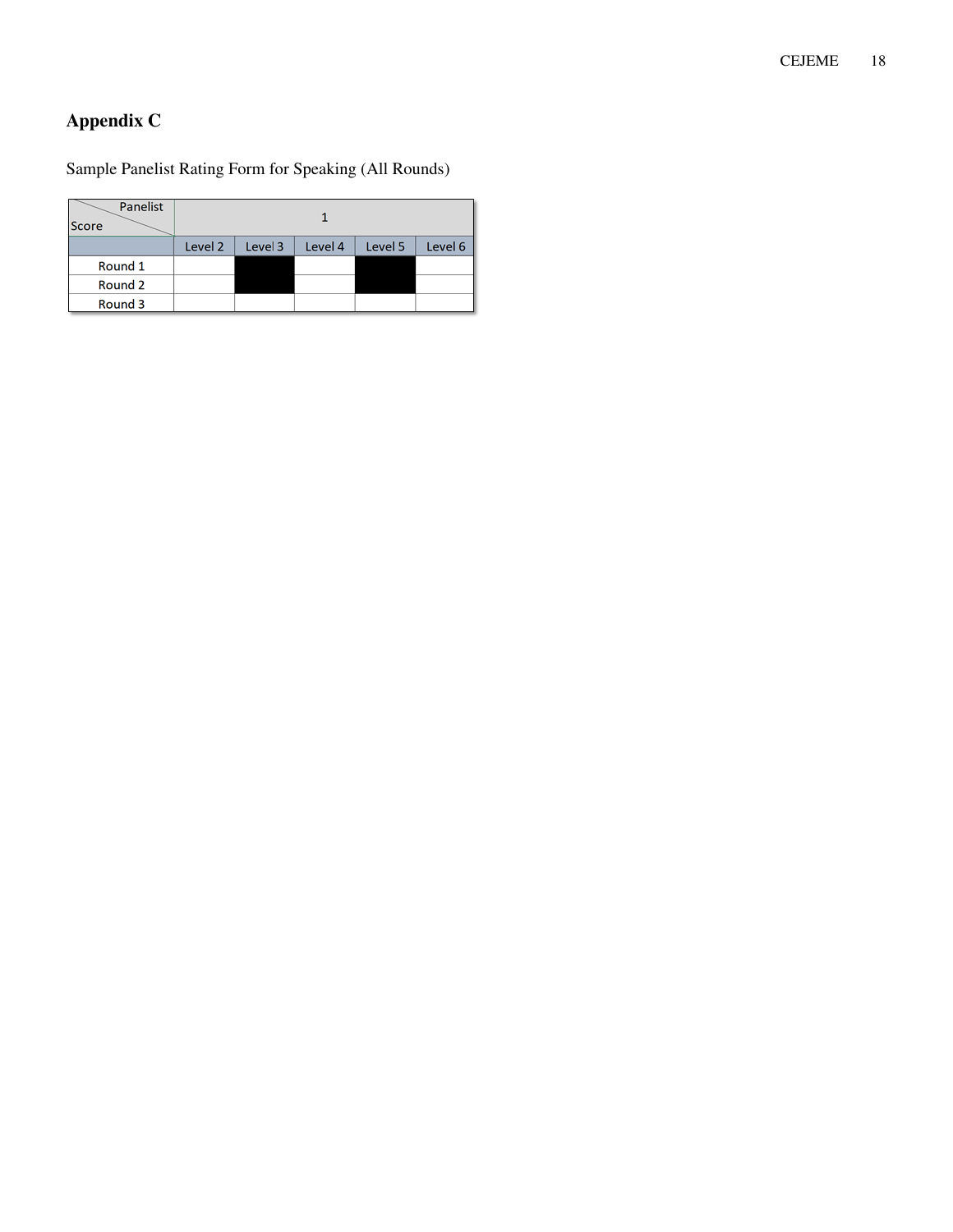## Appendix C

Sample Panelist Rating Form for Speaking (All Rounds)

| Score \ Panelist | 1 | | | | |
|---|---|---|---|---|---|
| | Level 2 | Level 3 | Level 4 | Level 5 | Level 6 |
| Round 1 | | ■ | | ■ | |
| Round 2 | | ■ | | ■ | |
| Round 3 | | | | | |